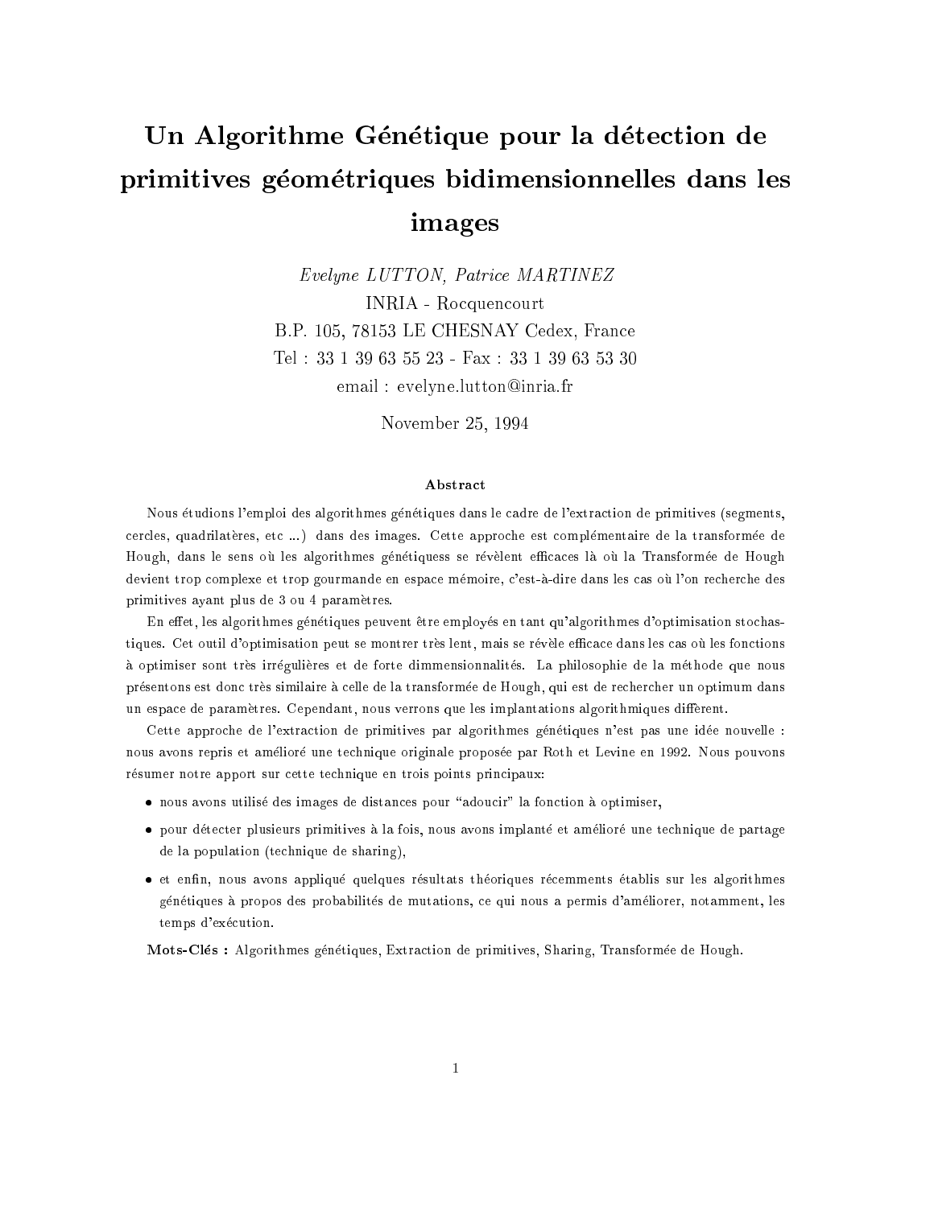# Un Algorithme Génétique pour la détection de primitives géométriques bidimensionnelles dans les images

*Evelyne LUTTON, Patrice MARTINEZ*

INRIA - Rocquencourt

B.P. 105, 78153 LE CHESNAY Cedex, France

Tel : 33 1 39 63 55 23 - Fax : 33 1 39 63 53 30

email : evelyne.lutton@inria.fr

November 25, 1994

## Abstract

Nous étudions l'emploi des algorithmes génétiques dans le cadre de l'extraction de primitives (segments, cercles, quadrilatères, etc ...) dans des images. Cette approche est complémentaire de la transformée de Hough, dans le sens où les algorithmes génétiquess se révèlent efficaces là où la Transformée de Hough devient trop complexe et trop gourmande en espace mémoire, c'est-à-dire dans les cas où l'on recherche des primitives ayant plus de 3 ou 4 paramètres.

En effet, les algorithmes génétiques peuvent être employés en tant qu'algorithmes d'optimisation stochastiques. Cet outil d'optimisation peut se montrer très lent, mais se révèle efficace dans les cas où les fonctions à optimiser sont très irrégulières et de forte dimmensionnalités. La philosophie de la méthode que nous présentons est donc très similaire à celle de la transformée de Hough, qui est de rechercher un optimum dans un espace de paramètres. Cependant, nous verrons que les implantations algorithmiques diffèrent.

Cette approche de l'extraction de primitives par algorithmes génétiques n'est pas une idée nouvelle : nous avons repris et amélioré une technique originale proposée par Roth et Levine en 1992. Nous pouvons résumer notre apport sur cette technique en trois points principaux:

- nous avons utilisé des images de distances pour "adoucir" la fonction à optimiser,
- pour détecter plusieurs primitives à la fois, nous avons implanté et amélioré une technique de partage de la population (technique de sharing),
- et enfin, nous avons appliqué quelques résultats théoriques récemments établis sur les algorithmes génétiques à propos des probabilités de mutations, ce qui nous a permis d'améliorer, notamment, les temps d'exécution.

**Mots-Clés :** Algorithmes génétiques, Extraction de primitives, Sharing, Transformée de Hough.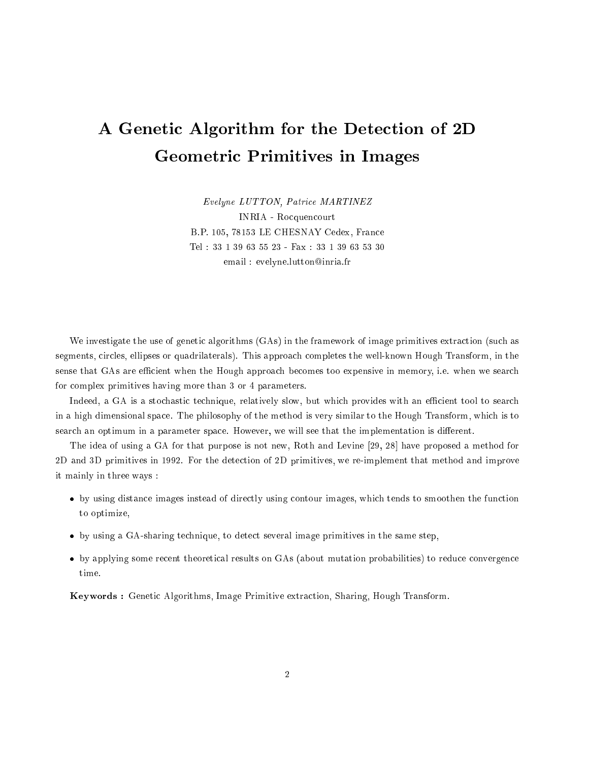# A Genetic Algorithm for the Detection of 2D Geometric Primitives in Images

*Evelyne LUTTON, Patrice MARTINEZ*
INRIA - Rocquencourt
B.P. 105, 78153 LE CHESNAY Cedex, France
Tel : 33 1 39 63 55 23 - Fax : 33 1 39 63 53 30
email : evelyne.lutton@inria.fr

We investigate the use of genetic algorithms (GAs) in the framework of image primitives extraction (such as segments, circles, ellipses or quadrilaterals). This approach completes the well-known Hough Transform, in the sense that GAs are efficient when the Hough approach becomes too expensive in memory, i.e. when we search for complex primitives having more than 3 or 4 parameters.

Indeed, a GA is a stochastic technique, relatively slow, but which provides with an efficient tool to search in a high dimensional space. The philosophy of the method is very similar to the Hough Transform, which is to search an optimum in a parameter space. However, we will see that the implementation is different.

The idea of using a GA for that purpose is not new, Roth and Levine [29, 28] have proposed a method for 2D and 3D primitives in 1992. For the detection of 2D primitives, we re-implement that method and improve it mainly in three ways :

- by using distance images instead of directly using contour images, which tends to smoothen the function to optimize,
- by using a GA-sharing technique, to detect several image primitives in the same step,
- by applying some recent theoretical results on GAs (about mutation probabilities) to reduce convergence time.

**Keywords :** Genetic Algorithms, Image Primitive extraction, Sharing, Hough Transform.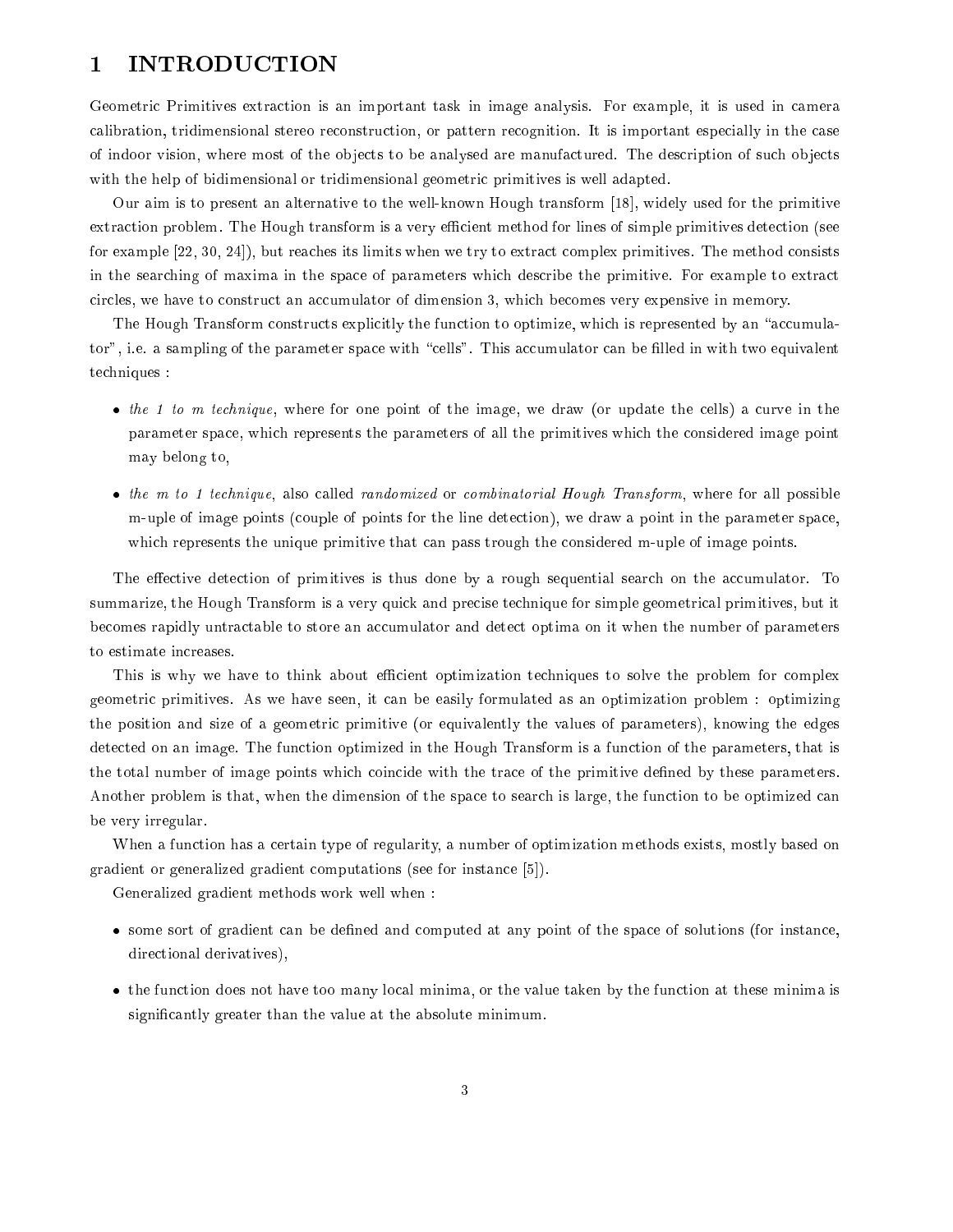# 1 INTRODUCTION

Geometric Primitives extraction is an important task in image analysis. For example, it is used in camera calibration, tridimensional stereo reconstruction, or pattern recognition. It is important especially in the case of indoor vision, where most of the objects to be analysed are manufactured. The description of such objects with the help of bidimensional or tridimensional geometric primitives is well adapted.

Our aim is to present an alternative to the well-known Hough transform [18], widely used for the primitive extraction problem. The Hough transform is a very efficient method for lines of simple primitives detection (see for example [22, 30, 24]), but reaches its limits when we try to extract complex primitives. The method consists in the searching of maxima in the space of parameters which describe the primitive. For example to extract circles, we have to construct an accumulator of dimension 3, which becomes very expensive in memory.

The Hough Transform constructs explicitly the function to optimize, which is represented by an "accumulator", i.e. a sampling of the parameter space with "cells". This accumulator can be filled in with two equivalent techniques :

- *the 1 to m technique*, where for one point of the image, we draw (or update the cells) a curve in the parameter space, which represents the parameters of all the primitives which the considered image point may belong to,
- *the m to 1 technique*, also called *randomized* or *combinatorial Hough Transform*, where for all possible m-uple of image points (couple of points for the line detection), we draw a point in the parameter space, which represents the unique primitive that can pass trough the considered m-uple of image points.

The effective detection of primitives is thus done by a rough sequential search on the accumulator. To summarize, the Hough Transform is a very quick and precise technique for simple geometrical primitives, but it becomes rapidly untractable to store an accumulator and detect optima on it when the number of parameters to estimate increases.

This is why we have to think about efficient optimization techniques to solve the problem for complex geometric primitives. As we have seen, it can be easily formulated as an optimization problem : optimizing the position and size of a geometric primitive (or equivalently the values of parameters), knowing the edges detected on an image. The function optimized in the Hough Transform is a function of the parameters, that is the total number of image points which coincide with the trace of the primitive defined by these parameters. Another problem is that, when the dimension of the space to search is large, the function to be optimized can be very irregular.

When a function has a certain type of regularity, a number of optimization methods exists, mostly based on gradient or generalized gradient computations (see for instance [5]).

Generalized gradient methods work well when :

- some sort of gradient can be defined and computed at any point of the space of solutions (for instance, directional derivatives),
- the function does not have too many local minima, or the value taken by the function at these minima is significantly greater than the value at the absolute minimum.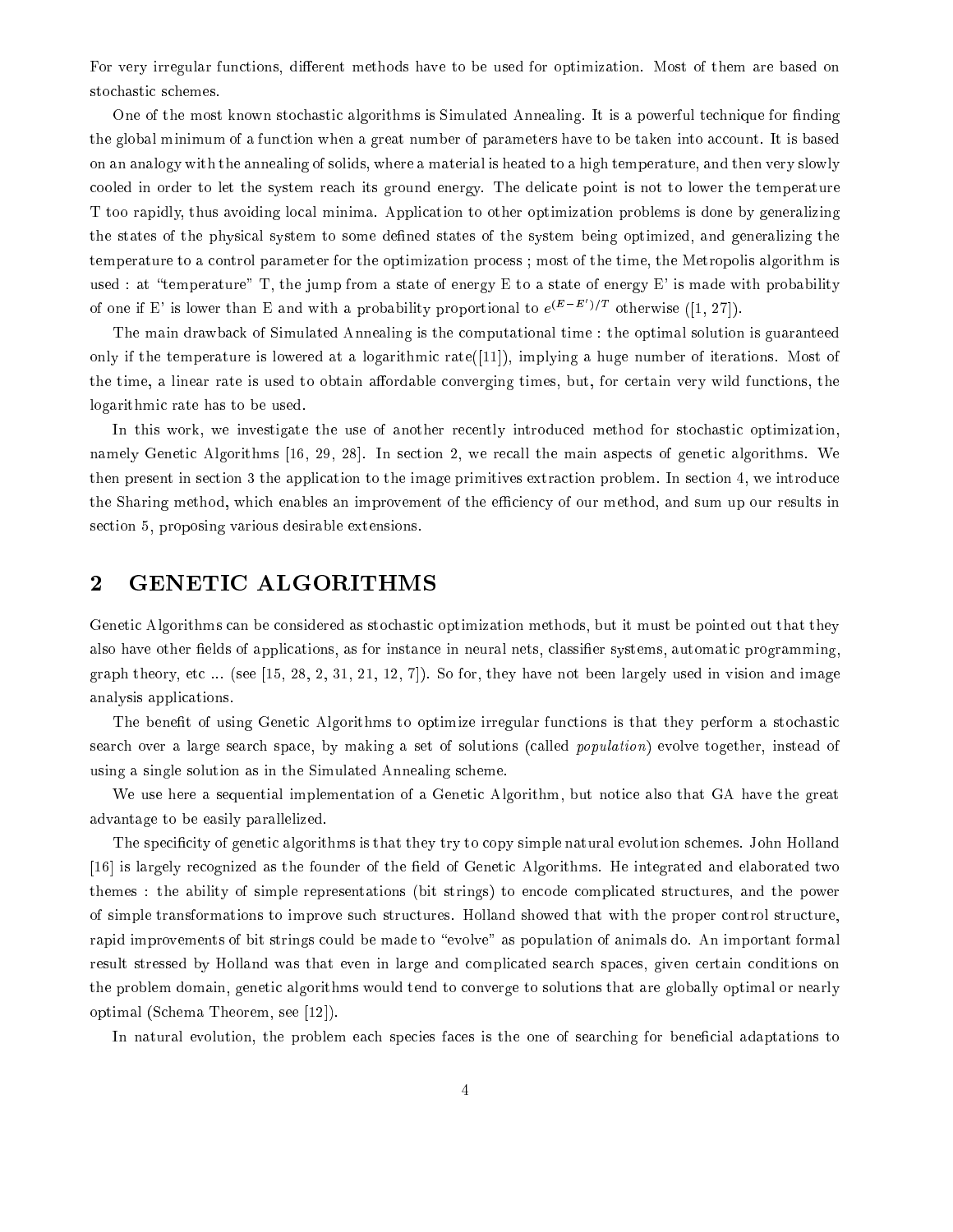For very irregular functions, different methods have to be used for optimization. Most of them are based on stochastic schemes.

One of the most known stochastic algorithms is Simulated Annealing. It is a powerful technique for finding the global minimum of a function when a great number of parameters have to be taken into account. It is based on an analogy with the annealing of solids, where a material is heated to a high temperature, and then very slowly cooled in order to let the system reach its ground energy. The delicate point is not to lower the temperature T too rapidly, thus avoiding local minima. Application to other optimization problems is done by generalizing the states of the physical system to some defined states of the system being optimized, and generalizing the temperature to a control parameter for the optimization process ; most of the time, the Metropolis algorithm is used : at "temperature" T, the jump from a state of energy E to a state of energy E' is made with probability of one if E' is lower than E and with a probability proportional to $e^{(E-E')/T}$ otherwise ([1, 27]).

The main drawback of Simulated Annealing is the computational time : the optimal solution is guaranteed only if the temperature is lowered at a logarithmic rate([11]), implying a huge number of iterations. Most of the time, a linear rate is used to obtain affordable converging times, but, for certain very wild functions, the logarithmic rate has to be used.

In this work, we investigate the use of another recently introduced method for stochastic optimization, namely Genetic Algorithms [16, 29, 28]. In section 2, we recall the main aspects of genetic algorithms. We then present in section 3 the application to the image primitives extraction problem. In section 4, we introduce the Sharing method, which enables an improvement of the efficiency of our method, and sum up our results in section 5, proposing various desirable extensions.

## 2 GENETIC ALGORITHMS

Genetic Algorithms can be considered as stochastic optimization methods, but it must be pointed out that they also have other fields of applications, as for instance in neural nets, classifier systems, automatic programming, graph theory, etc ... (see [15, 28, 2, 31, 21, 12, 7]). So for, they have not been largely used in vision and image analysis applications.

The benefit of using Genetic Algorithms to optimize irregular functions is that they perform a stochastic search over a large search space, by making a set of solutions (called *population*) evolve together, instead of using a single solution as in the Simulated Annealing scheme.

We use here a sequential implementation of a Genetic Algorithm, but notice also that GA have the great advantage to be easily parallelized.

The specificity of genetic algorithms is that they try to copy simple natural evolution schemes. John Holland [16] is largely recognized as the founder of the field of Genetic Algorithms. He integrated and elaborated two themes : the ability of simple representations (bit strings) to encode complicated structures, and the power of simple transformations to improve such structures. Holland showed that with the proper control structure, rapid improvements of bit strings could be made to "evolve" as population of animals do. An important formal result stressed by Holland was that even in large and complicated search spaces, given certain conditions on the problem domain, genetic algorithms would tend to converge to solutions that are globally optimal or nearly optimal (Schema Theorem, see [12]).

In natural evolution, the problem each species faces is the one of searching for beneficial adaptations to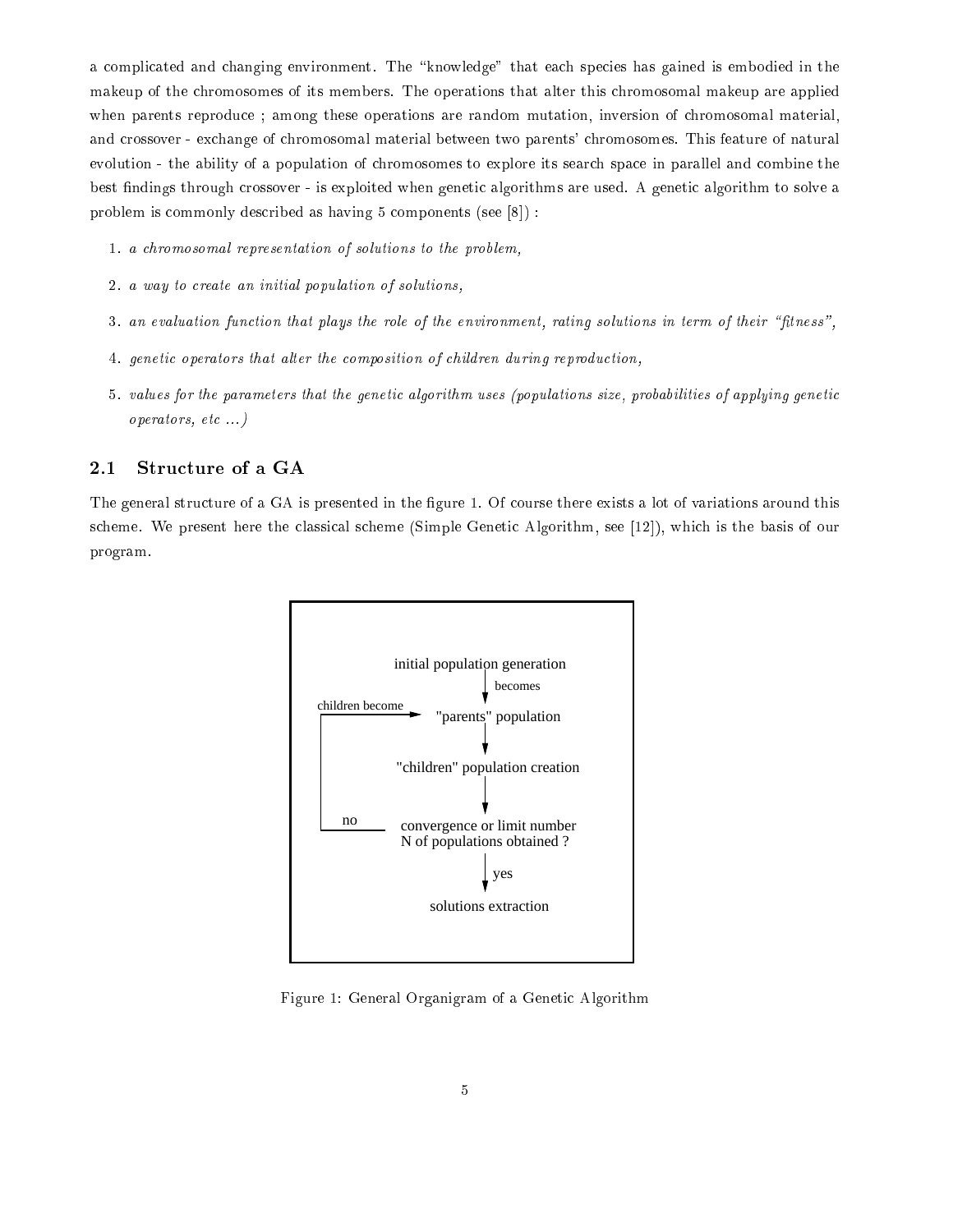a complicated and changing environment. The "knowledge" that each species has gained is embodied in the makeup of the chromosomes of its members. The operations that alter this chromosomal makeup are applied when parents reproduce ; among these operations are random mutation, inversion of chromosomal material, and crossover - exchange of chromosomal material between two parents' chromosomes. This feature of natural evolution - the ability of a population of chromosomes to explore its search space in parallel and combine the best findings through crossover - is exploited when genetic algorithms are used. A genetic algorithm to solve a problem is commonly described as having 5 components (see [8]) :

1. *a chromosomal representation of solutions to the problem,*
2. *a way to create an initial population of solutions,*
3. *an evaluation function that plays the role of the environment, rating solutions in term of their "fitness",*
4. *genetic operators that alter the composition of children during reproduction,*
5. *values for the parameters that the genetic algorithm uses (populations size, probabilities of applying genetic operators, etc ...)*

## 2.1 Structure of a GA

The general structure of a GA is presented in the figure 1. Of course there exists a lot of variations around this scheme. We present here the classical scheme (Simple Genetic Algorithm, see [12]), which is the basis of our program.

initial population generation

becomes

children become

"parents" population

"children" population creation

no

convergence or limit number N of populations obtained ?

yes

solutions extraction

Figure 1: General Organigram of a Genetic Algorithm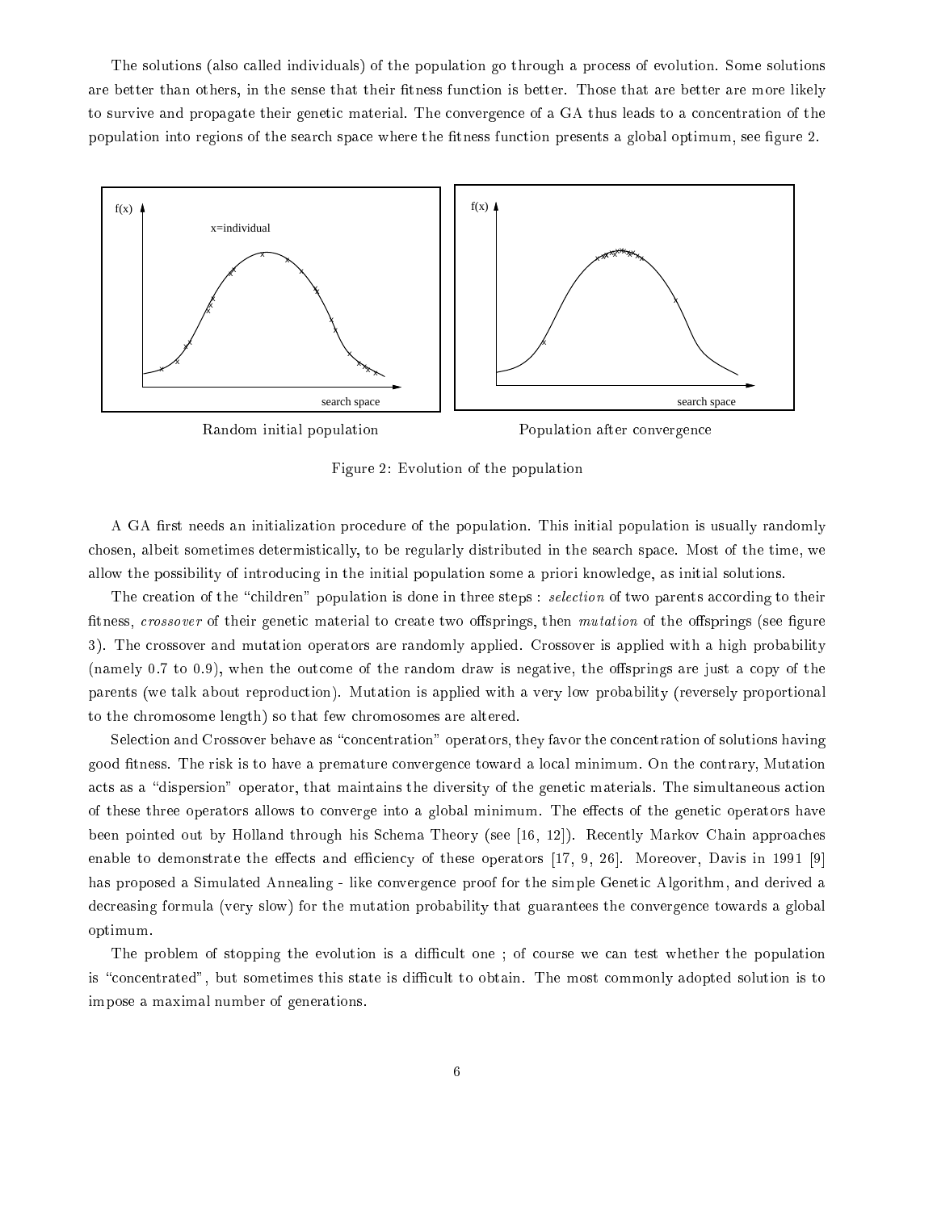The solutions (also called individuals) of the population go through a process of evolution. Some solutions are better than others, in the sense that their fitness function is better. Those that are better are more likely to survive and propagate their genetic material. The convergence of a GA thus leads to a concentration of the population into regions of the search space where the fitness function presents a global optimum, see figure 2.

Random initial population | Population after convergence

Figure 2: Evolution of the population

A GA first needs an initialization procedure of the population. This initial population is usually randomly chosen, albeit sometimes determistically, to be regularly distributed in the search space. Most of the time, we allow the possibility of introducing in the initial population some a priori knowledge, as initial solutions.

The creation of the "children" population is done in three steps : *selection* of two parents according to their fitness, *crossover* of their genetic material to create two offsprings, then *mutation* of the offsprings (see figure 3). The crossover and mutation operators are randomly applied. Crossover is applied with a high probability (namely 0.7 to 0.9), when the outcome of the random draw is negative, the offsprings are just a copy of the parents (we talk about reproduction). Mutation is applied with a very low probability (reversely proportional to the chromosome length) so that few chromosomes are altered.

Selection and Crossover behave as "concentration" operators, they favor the concentration of solutions having good fitness. The risk is to have a premature convergence toward a local minimum. On the contrary, Mutation acts as a "dispersion" operator, that maintains the diversity of the genetic materials. The simultaneous action of these three operators allows to converge into a global minimum. The effects of the genetic operators have been pointed out by Holland through his Schema Theory (see [16, 12]). Recently Markov Chain approaches enable to demonstrate the effects and efficiency of these operators [17, 9, 26]. Moreover, Davis in 1991 [9] has proposed a Simulated Annealing - like convergence proof for the simple Genetic Algorithm, and derived a decreasing formula (very slow) for the mutation probability that guarantees the convergence towards a global optimum.

The problem of stopping the evolution is a difficult one ; of course we can test whether the population is "concentrated", but sometimes this state is difficult to obtain. The most commonly adopted solution is to impose a maximal number of generations.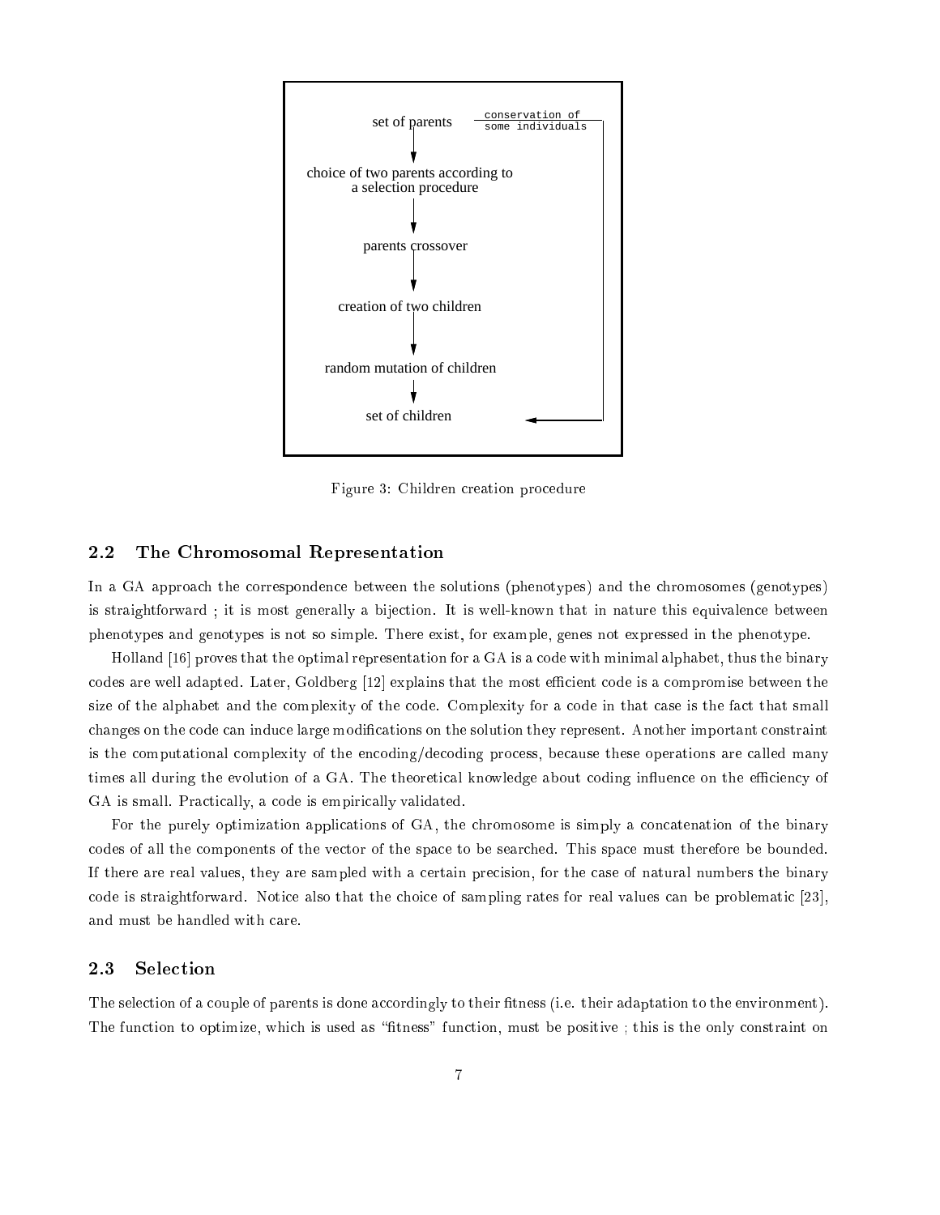set of parents — conservation of some individuals

choice of two parents according to a selection procedure

parents crossover

creation of two children

random mutation of children

set of children

Figure 3: Children creation procedure

## 2.2 The Chromosomal Representation

In a GA approach the correspondence between the solutions (phenotypes) and the chromosomes (genotypes) is straightforward ; it is most generally a bijection. It is well-known that in nature this equivalence between phenotypes and genotypes is not so simple. There exist, for example, genes not expressed in the phenotype.

Holland [16] proves that the optimal representation for a GA is a code with minimal alphabet, thus the binary codes are well adapted. Later, Goldberg [12] explains that the most efficient code is a compromise between the size of the alphabet and the complexity of the code. Complexity for a code in that case is the fact that small changes on the code can induce large modifications on the solution they represent. Another important constraint is the computational complexity of the encoding/decoding process, because these operations are called many times all during the evolution of a GA. The theoretical knowledge about coding influence on the efficiency of GA is small. Practically, a code is empirically validated.

For the purely optimization applications of GA, the chromosome is simply a concatenation of the binary codes of all the components of the vector of the space to be searched. This space must therefore be bounded. If there are real values, they are sampled with a certain precision, for the case of natural numbers the binary code is straightforward. Notice also that the choice of sampling rates for real values can be problematic [23], and must be handled with care.

## 2.3 Selection

The selection of a couple of parents is done accordingly to their fitness (i.e. their adaptation to the environment). The function to optimize, which is used as "fitness" function, must be positive ; this is the only constraint on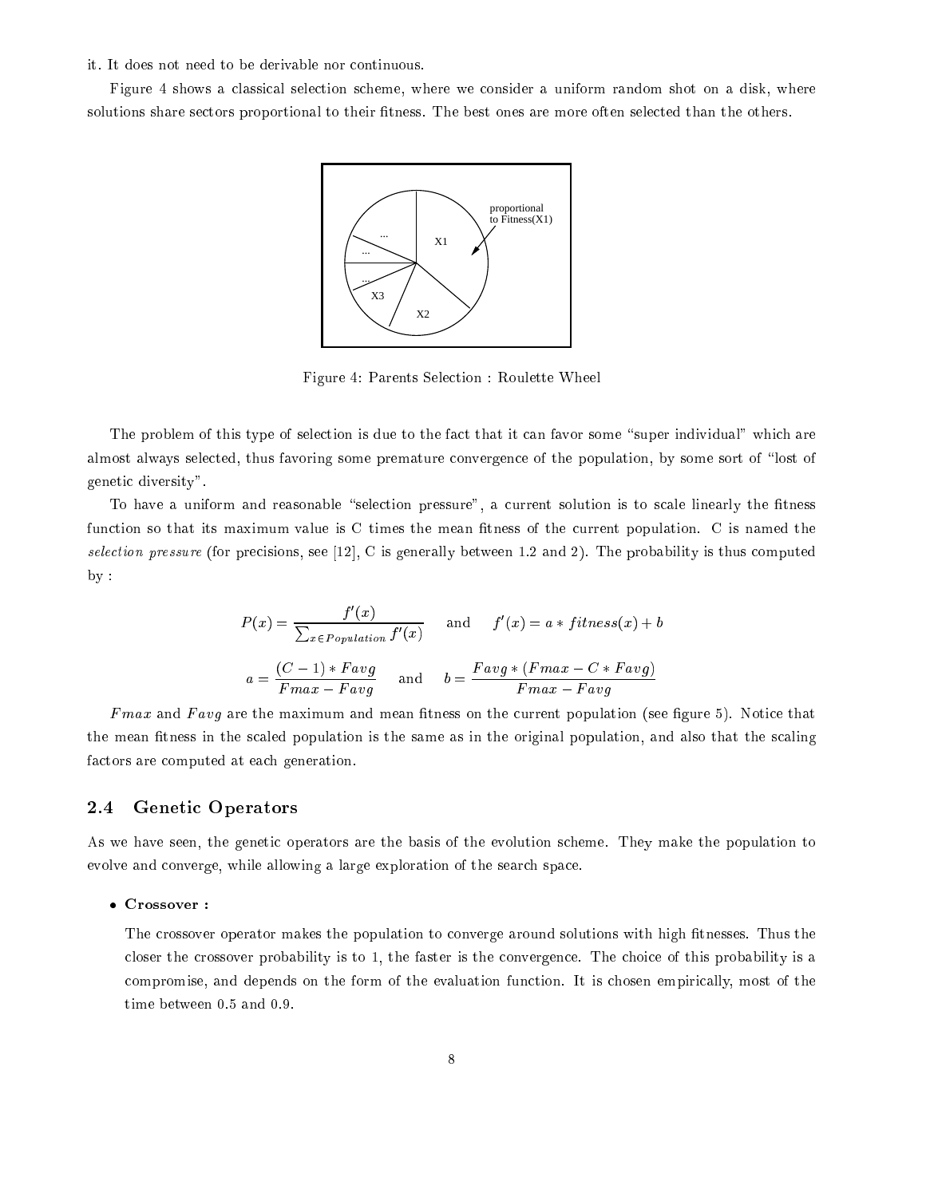it. It does not need to be derivable nor continuous.

Figure 4 shows a classical selection scheme, where we consider a uniform random shot on a disk, where solutions share sectors proportional to their fitness. The best ones are more often selected than the others.

Figure 4: Parents Selection : Roulette Wheel

The problem of this type of selection is due to the fact that it can favor some "super individual" which are almost always selected, thus favoring some premature convergence of the population, by some sort of "lost of genetic diversity".

To have a uniform and reasonable "selection pressure", a current solution is to scale linearly the fitness function so that its maximum value is C times the mean fitness of the current population. C is named the *selection pressure* (for precisions, see [12], C is generally between 1.2 and 2). The probability is thus computed by :

$$P(x) = \frac{f'(x)}{\sum_{x \in Population} f'(x)} \quad \text{and} \quad f'(x) = a * fitness(x) + b$$

$$a = \frac{(C-1) * Favg}{Fmax - Favg} \quad \text{and} \quad b = \frac{Favg * (Fmax - C * Favg)}{Fmax - Favg}$$

$Fmax$ and $Favg$ are the maximum and mean fitness on the current population (see figure 5). Notice that the mean fitness in the scaled population is the same as in the original population, and also that the scaling factors are computed at each generation.

## 2.4 Genetic Operators

As we have seen, the genetic operators are the basis of the evolution scheme. They make the population to evolve and converge, while allowing a large exploration of the search space.

- **Crossover :**

  The crossover operator makes the population to converge around solutions with high fitnesses. Thus the closer the crossover probability is to 1, the faster is the convergence. The choice of this probability is a compromise, and depends on the form of the evaluation function. It is chosen empirically, most of the time between 0.5 and 0.9.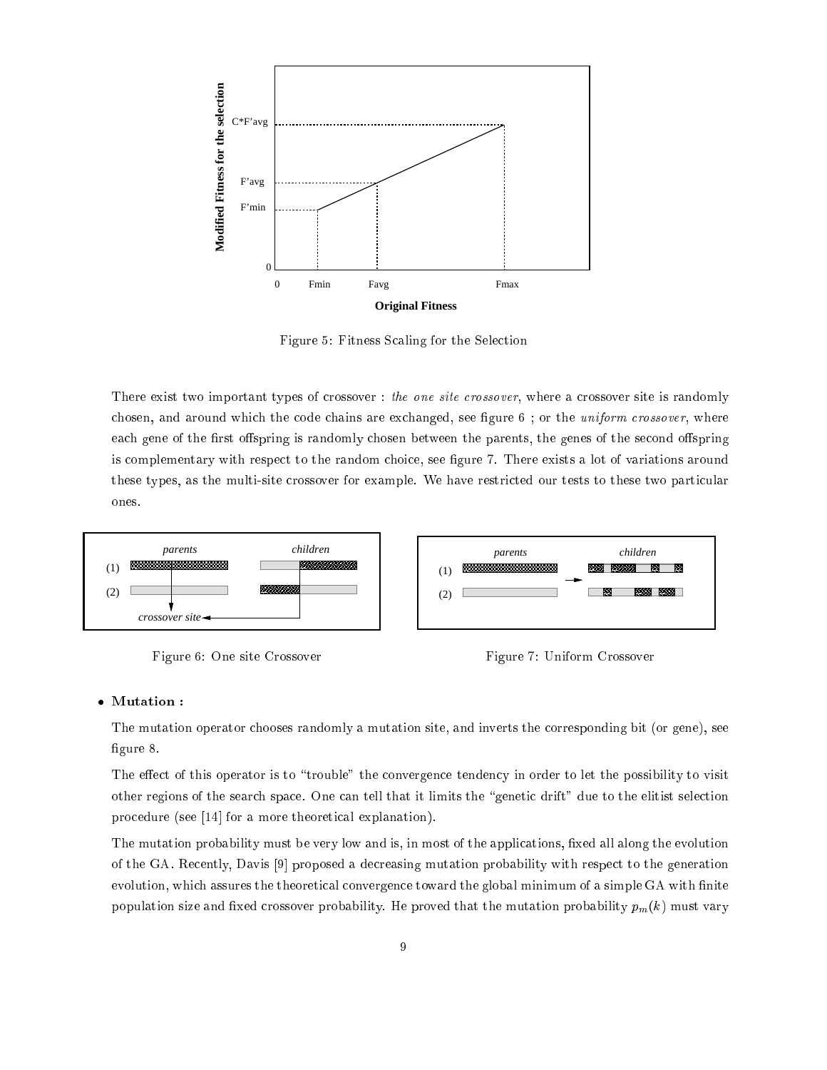Figure 5: Fitness Scaling for the Selection

There exist two important types of crossover : *the one site crossover*, where a crossover site is randomly chosen, and around which the code chains are exchanged, see figure 6 ; or the *uniform crossover*, where each gene of the first offspring is randomly chosen between the parents, the genes of the second offspring is complementary with respect to the random choice, see figure 7. There exists a lot of variations around these types, as the multi-site crossover for example. We have restricted our tests to these two particular ones.

Figure 6: One site Crossover

Figure 7: Uniform Crossover

- **Mutation :**

  The mutation operator chooses randomly a mutation site, and inverts the corresponding bit (or gene), see figure 8.

  The effect of this operator is to "trouble" the convergence tendency in order to let the possibility to visit other regions of the search space. One can tell that it limits the "genetic drift" due to the elitist selection procedure (see [14] for a more theoretical explanation).

  The mutation probability must be very low and is, in most of the applications, fixed all along the evolution of the GA. Recently, Davis [9] proposed a decreasing mutation probability with respect to the generation evolution, which assures the theoretical convergence toward the global minimum of a simple GA with finite population size and fixed crossover probability. He proved that the mutation probability $p_m(k)$ must vary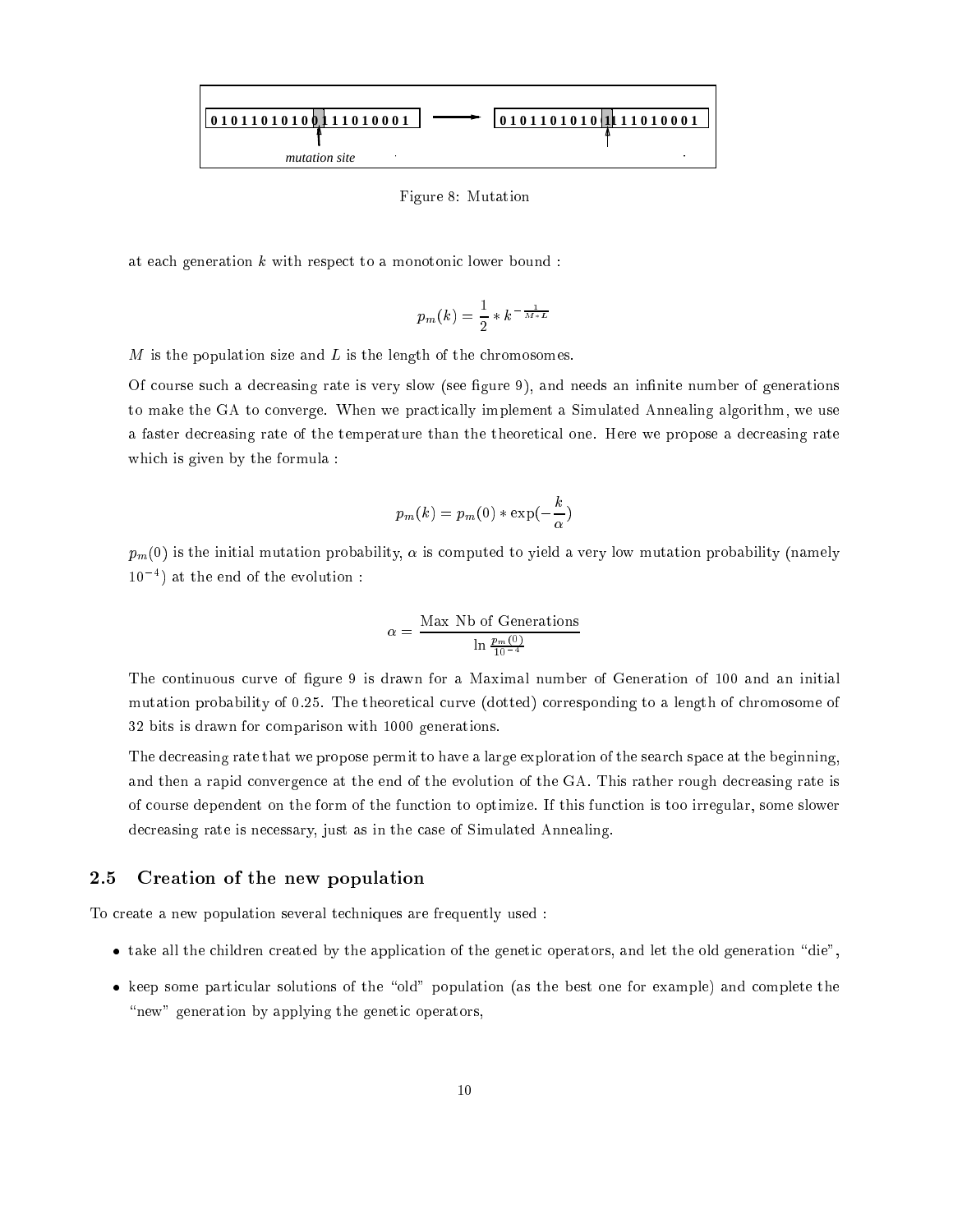```
0 1 0 1 1 0 1 0 1 0 0 1 1 1 0 1 0 0 0 1  ──→  0 1 0 1 1 0 1 0 1 0 1 1 1 1 0 1 0 0 0 1
                   ↑                                              ↑
             mutation site
```

Figure 8: Mutation

at each generation $k$ with respect to a monotonic lower bound :

$$p_m(k) = \frac{1}{2} * k^{-\frac{1}{M*L}}$$

$M$ is the population size and $L$ is the length of the chromosomes.

Of course such a decreasing rate is very slow (see figure 9), and needs an infinite number of generations to make the GA to converge. When we practically implement a Simulated Annealing algorithm, we use a faster decreasing rate of the temperature than the theoretical one. Here we propose a decreasing rate which is given by the formula :

$$p_m(k) = p_m(0) * \exp(-\frac{k}{\alpha})$$

$p_m(0)$ is the initial mutation probability, $\alpha$ is computed to yield a very low mutation probability (namely $10^{-4}$) at the end of the evolution :

$$\alpha = \frac{\text{Max Nb of Generations}}{\ln \frac{p_m(0)}{10^{-4}}}$$

The continuous curve of figure 9 is drawn for a Maximal number of Generation of 100 and an initial mutation probability of 0.25. The theoretical curve (dotted) corresponding to a length of chromosome of 32 bits is drawn for comparison with 1000 generations.

The decreasing rate that we propose permit to have a large exploration of the search space at the beginning, and then a rapid convergence at the end of the evolution of the GA. This rather rough decreasing rate is of course dependent on the form of the function to optimize. If this function is too irregular, some slower decreasing rate is necessary, just as in the case of Simulated Annealing.

### 2.5 Creation of the new population

To create a new population several techniques are frequently used :

- take all the children created by the application of the genetic operators, and let the old generation "die",
- keep some particular solutions of the "old" population (as the best one for example) and complete the "new" generation by applying the genetic operators,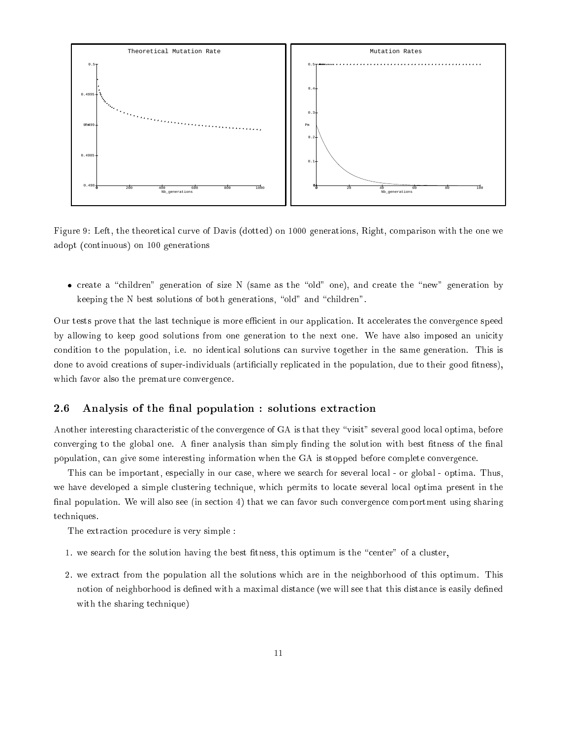Figure 9: Left, the theoretical curve of Davis (dotted) on 1000 generations, Right, comparison with the one we adopt (continuous) on 100 generations

- create a "children" generation of size N (same as the "old" one), and create the "new" generation by keeping the N best solutions of both generations, "old" and "children".

Our tests prove that the last technique is more efficient in our application. It accelerates the convergence speed by allowing to keep good solutions from one generation to the next one. We have also imposed an unicity condition to the population, i.e. no identical solutions can survive together in the same generation. This is done to avoid creations of super-individuals (artificially replicated in the population, due to their good fitness), which favor also the premature convergence.

## 2.6 Analysis of the final population : solutions extraction

Another interesting characteristic of the convergence of GA is that they "visit" several good local optima, before converging to the global one. A finer analysis than simply finding the solution with best fitness of the final population, can give some interesting information when the GA is stopped before complete convergence.

This can be important, especially in our case, where we search for several local - or global - optima. Thus, we have developed a simple clustering technique, which permits to locate several local optima present in the final population. We will also see (in section 4) that we can favor such convergence comportment using sharing techniques.

The extraction procedure is very simple :

1. we search for the solution having the best fitness, this optimum is the "center" of a cluster,
2. we extract from the population all the solutions which are in the neighborhood of this optimum. This notion of neighborhood is defined with a maximal distance (we will see that this distance is easily defined with the sharing technique)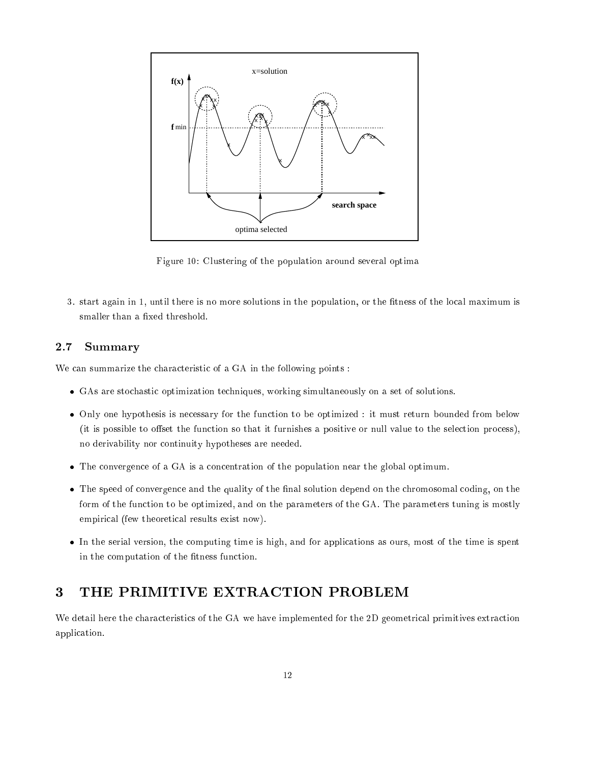Figure 10: Clustering of the population around several optima

3. start again in 1, until there is no more solutions in the population, or the fitness of the local maximum is smaller than a fixed threshold.

### 2.7 Summary

We can summarize the characteristic of a GA in the following points :

- GAs are stochastic optimization techniques, working simultaneously on a set of solutions.
- Only one hypothesis is necessary for the function to be optimized : it must return bounded from below (it is possible to offset the function so that it furnishes a positive or null value to the selection process), no derivability nor continuity hypotheses are needed.
- The convergence of a GA is a concentration of the population near the global optimum.
- The speed of convergence and the quality of the final solution depend on the chromosomal coding, on the form of the function to be optimized, and on the parameters of the GA. The parameters tuning is mostly empirical (few theoretical results exist now).
- In the serial version, the computing time is high, and for applications as ours, most of the time is spent in the computation of the fitness function.

## 3 THE PRIMITIVE EXTRACTION PROBLEM

We detail here the characteristics of the GA we have implemented for the 2D geometrical primitives extraction application.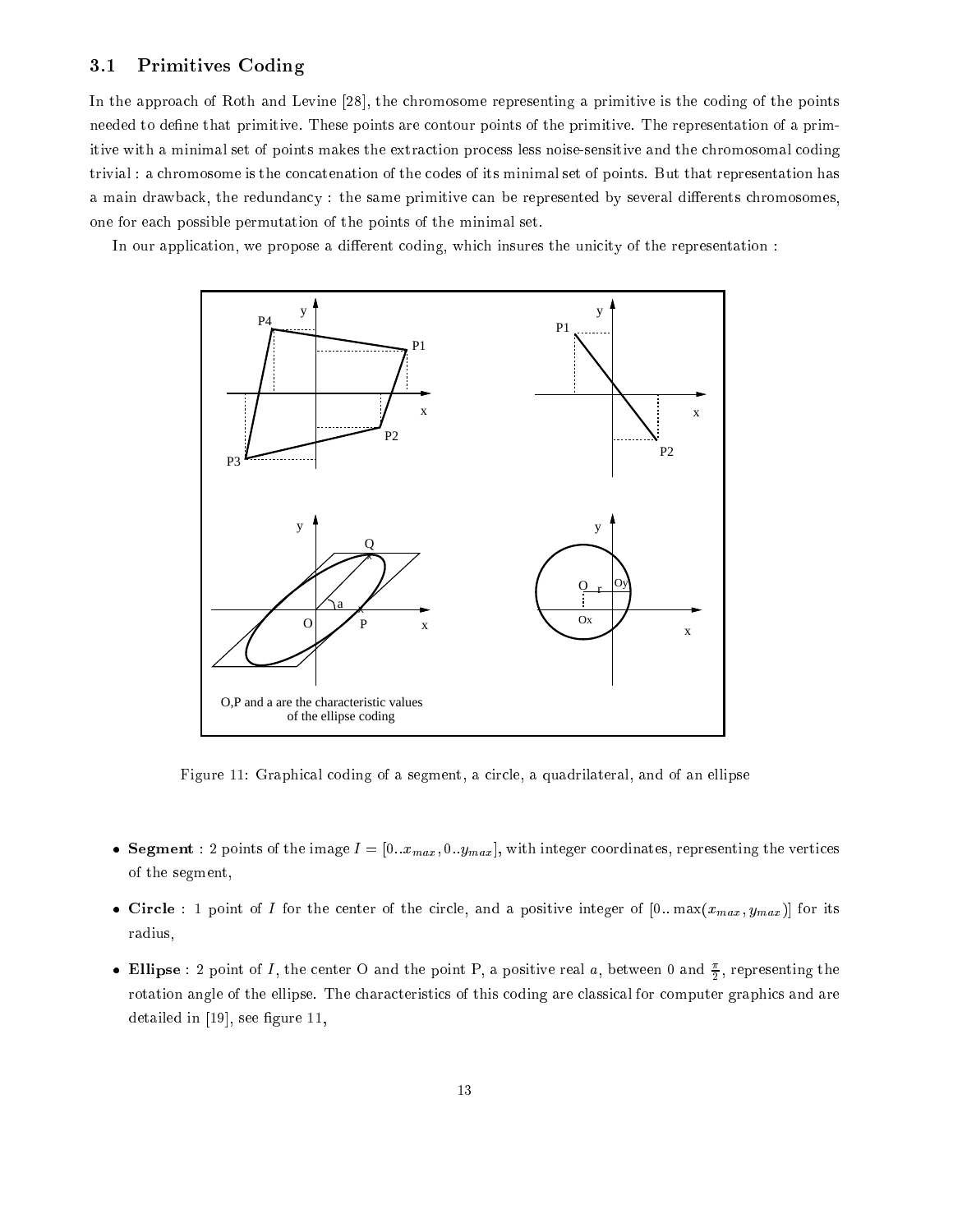### 3.1 Primitives Coding

In the approach of Roth and Levine [28], the chromosome representing a primitive is the coding of the points needed to define that primitive. These points are contour points of the primitive. The representation of a primitive with a minimal set of points makes the extraction process less noise-sensitive and the chromosomal coding trivial : a chromosome is the concatenation of the codes of its minimal set of points. But that representation has a main drawback, the redundancy : the same primitive can be represented by several differents chromosomes, one for each possible permutation of the points of the minimal set.

In our application, we propose a different coding, which insures the unicity of the representation :

Figure 11: Graphical coding of a segment, a circle, a quadrilateral, and of an ellipse

- **Segment** : 2 points of the image $I = [0..x_{max}, 0..y_{max}]$, with integer coordinates, representing the vertices of the segment,
- **Circle** : 1 point of $I$ for the center of the circle, and a positive integer of $[0..\max(x_{max}, y_{max})]$ for its radius,
- **Ellipse** : 2 point of $I$, the center O and the point P, a positive real $a$, between 0 and $\frac{\pi}{2}$, representing the rotation angle of the ellipse. The characteristics of this coding are classical for computer graphics and are detailed in [19], see figure 11,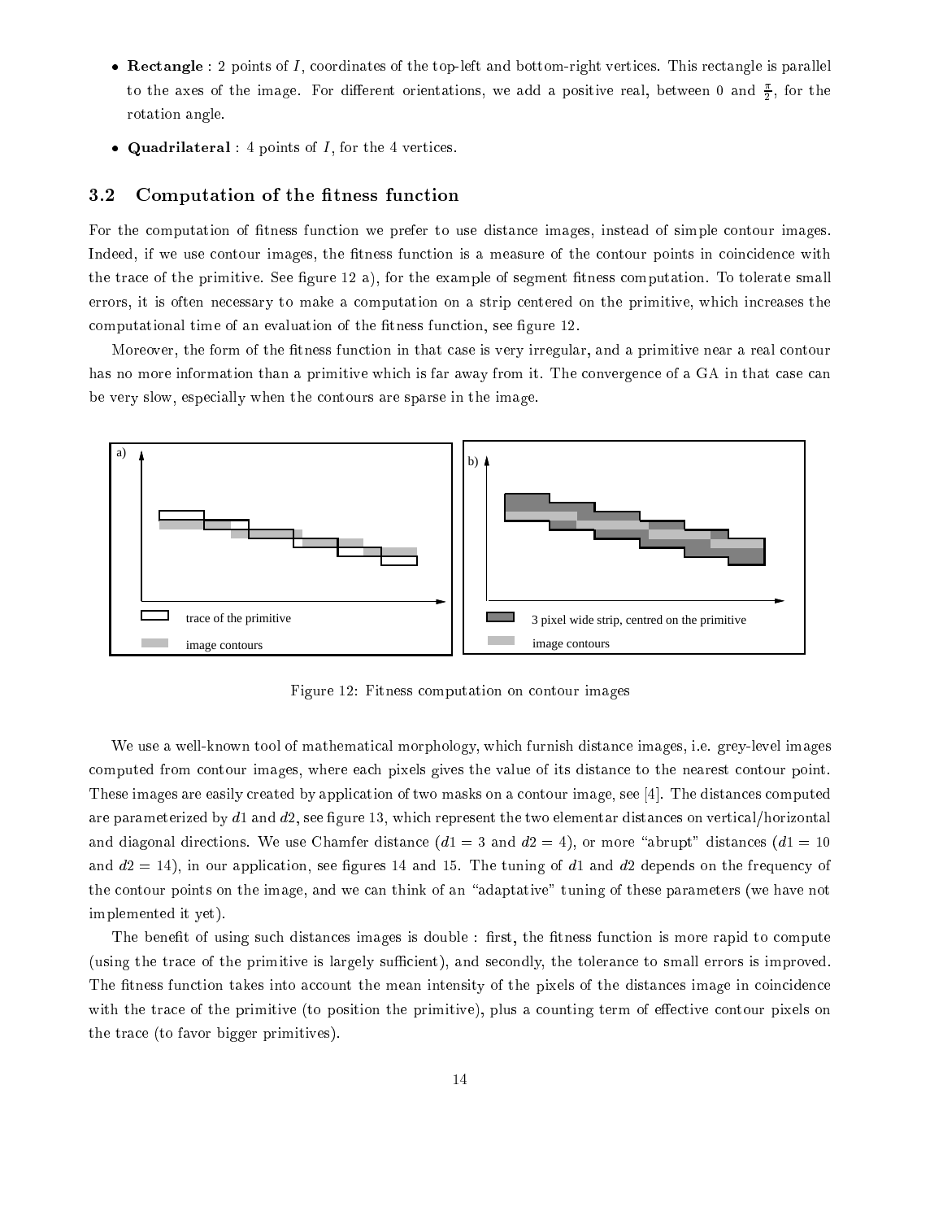- **Rectangle** : 2 points of $I$, coordinates of the top-left and bottom-right vertices. This rectangle is parallel to the axes of the image. For different orientations, we add a positive real, between 0 and $\frac{\pi}{2}$, for the rotation angle.
- **Quadrilateral** : 4 points of $I$, for the 4 vertices.

### 3.2 Computation of the fitness function

For the computation of fitness function we prefer to use distance images, instead of simple contour images. Indeed, if we use contour images, the fitness function is a measure of the contour points in coincidence with the trace of the primitive. See figure 12 a), for the example of segment fitness computation. To tolerate small errors, it is often necessary to make a computation on a strip centered on the primitive, which increases the computational time of an evaluation of the fitness function, see figure 12.

Moreover, the form of the fitness function in that case is very irregular, and a primitive near a real contour has no more information than a primitive which is far away from it. The convergence of a GA in that case can be very slow, especially when the contours are sparse in the image.

a) trace of the primitive; image contours

b) 3 pixel wide strip, centred on the primitive; image contours

Figure 12: Fitness computation on contour images

We use a well-known tool of mathematical morphology, which furnish distance images, i.e. grey-level images computed from contour images, where each pixels gives the value of its distance to the nearest contour point. These images are easily created by application of two masks on a contour image, see [4]. The distances computed are parameterized by $d1$ and $d2$, see figure 13, which represent the two elementar distances on vertical/horizontal and diagonal directions. We use Chamfer distance ($d1 = 3$ and $d2 = 4$), or more "abrupt" distances ($d1 = 10$ and $d2 = 14$), in our application, see figures 14 and 15. The tuning of $d1$ and $d2$ depends on the frequency of the contour points on the image, and we can think of an "adaptative" tuning of these parameters (we have not implemented it yet).

The benefit of using such distances images is double : first, the fitness function is more rapid to compute (using the trace of the primitive is largely sufficient), and secondly, the tolerance to small errors is improved. The fitness function takes into account the mean intensity of the pixels of the distances image in coincidence with the trace of the primitive (to position the primitive), plus a counting term of effective contour pixels on the trace (to favor bigger primitives).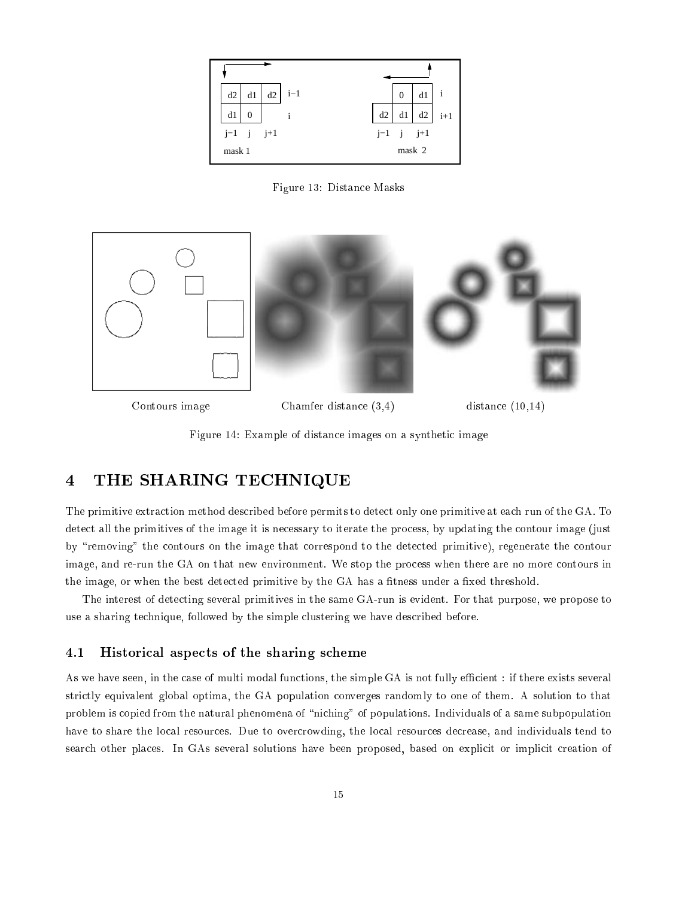Figure 13: Distance Masks

Figure 14: Example of distance images on a synthetic image

## 4 THE SHARING TECHNIQUE

The primitive extraction method described before permits to detect only one primitive at each run of the GA. To detect all the primitives of the image it is necessary to iterate the process, by updating the contour image (just by "removing" the contours on the image that correspond to the detected primitive), regenerate the contour image, and re-run the GA on that new environment. We stop the process when there are no more contours in the image, or when the best detected primitive by the GA has a fitness under a fixed threshold.

The interest of detecting several primitives in the same GA-run is evident. For that purpose, we propose to use a sharing technique, followed by the simple clustering we have described before.

### 4.1 Historical aspects of the sharing scheme

As we have seen, in the case of multi modal functions, the simple GA is not fully efficient : if there exists several strictly equivalent global optima, the GA population converges randomly to one of them. A solution to that problem is copied from the natural phenomena of "niching" of populations. Individuals of a same subpopulation have to share the local resources. Due to overcrowding, the local resources decrease, and individuals tend to search other places. In GAs several solutions have been proposed, based on explicit or implicit creation of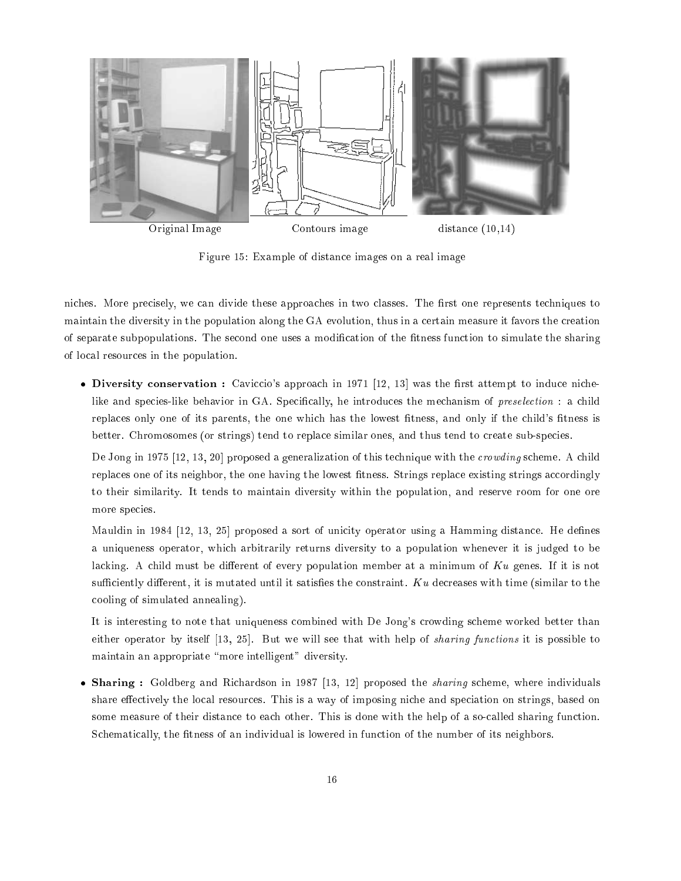Original Image Contours image distance (10,14)

Figure 15: Example of distance images on a real image

niches. More precisely, we can divide these approaches in two classes. The first one represents techniques to maintain the diversity in the population along the GA evolution, thus in a certain measure it favors the creation of separate subpopulations. The second one uses a modification of the fitness function to simulate the sharing of local resources in the population.

- **Diversity conservation :** Caviccio's approach in 1971 [12, 13] was the first attempt to induce niche-like and species-like behavior in GA. Specifically, he introduces the mechanism of *preselection* : a child replaces only one of its parents, the one which has the lowest fitness, and only if the child's fitness is better. Chromosomes (or strings) tend to replace similar ones, and thus tend to create sub-species.

  De Jong in 1975 [12, 13, 20] proposed a generalization of this technique with the *crowding* scheme. A child replaces one of its neighbor, the one having the lowest fitness. Strings replace existing strings accordingly to their similarity. It tends to maintain diversity within the population, and reserve room for one ore more species.

  Mauldin in 1984 [12, 13, 25] proposed a sort of unicity operator using a Hamming distance. He defines a uniqueness operator, which arbitrarily returns diversity to a population whenever it is judged to be lacking. A child must be different of every population member at a minimum of $Ku$ genes. If it is not sufficiently different, it is mutated until it satisfies the constraint. $Ku$ decreases with time (similar to the cooling of simulated annealing).

  It is interesting to note that uniqueness combined with De Jong's crowding scheme worked better than either operator by itself [13, 25]. But we will see that with help of *sharing functions* it is possible to maintain an appropriate "more intelligent" diversity.

- **Sharing :** Goldberg and Richardson in 1987 [13, 12] proposed the *sharing* scheme, where individuals share effectively the local resources. This is a way of imposing niche and speciation on strings, based on some measure of their distance to each other. This is done with the help of a so-called sharing function. Schematically, the fitness of an individual is lowered in function of the number of its neighbors.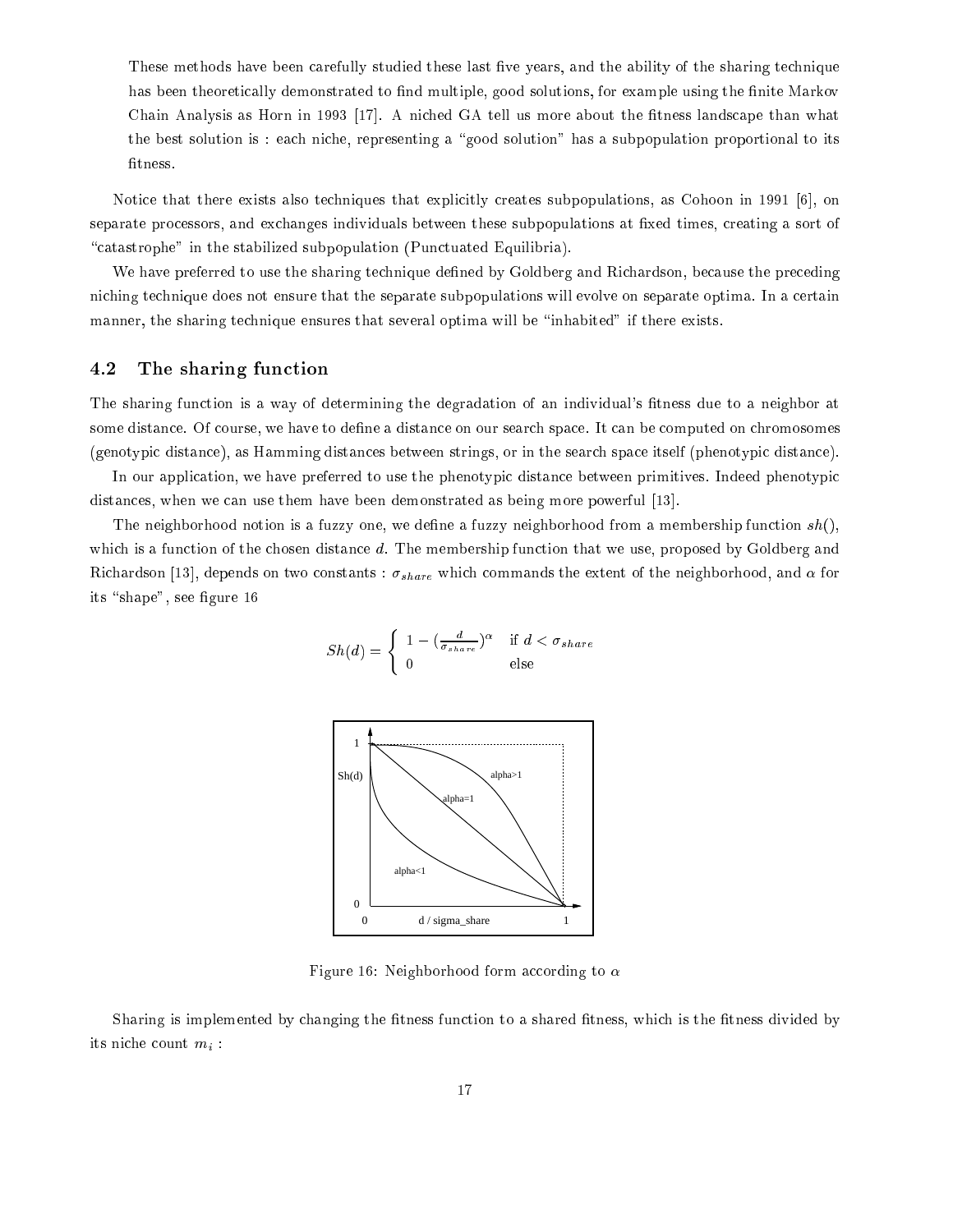These methods have been carefully studied these last five years, and the ability of the sharing technique has been theoretically demonstrated to find multiple, good solutions, for example using the finite Markov Chain Analysis as Horn in 1993 [17]. A niched GA tell us more about the fitness landscape than what the best solution is : each niche, representing a "good solution" has a subpopulation proportional to its fitness.

Notice that there exists also techniques that explicitly creates subpopulations, as Cohoon in 1991 [6], on separate processors, and exchanges individuals between these subpopulations at fixed times, creating a sort of "catastrophe" in the stabilized subpopulation (Punctuated Equilibria).

We have preferred to use the sharing technique defined by Goldberg and Richardson, because the preceding niching technique does not ensure that the separate subpopulations will evolve on separate optima. In a certain manner, the sharing technique ensures that several optima will be "inhabited" if there exists.

## 4.2 The sharing function

The sharing function is a way of determining the degradation of an individual's fitness due to a neighbor at some distance. Of course, we have to define a distance on our search space. It can be computed on chromosomes (genotypic distance), as Hamming distances between strings, or in the search space itself (phenotypic distance).

In our application, we have preferred to use the phenotypic distance between primitives. Indeed phenotypic distances, when we can use them have been demonstrated as being more powerful [13].

The neighborhood notion is a fuzzy one, we define a fuzzy neighborhood from a membership function $sh()$, which is a function of the chosen distance $d$. The membership function that we use, proposed by Goldberg and Richardson [13], depends on two constants : $\sigma_{share}$ which commands the extent of the neighborhood, and $\alpha$ for its "shape", see figure 16

$$Sh(d) = \begin{cases} 1 - (\frac{d}{\sigma_{share}})^{\alpha} & \text{if } d < \sigma_{share} \\ 0 & \text{else} \end{cases}$$

Figure 16: Neighborhood form according to $\alpha$

Sharing is implemented by changing the fitness function to a shared fitness, which is the fitness divided by its niche count $m_i$ :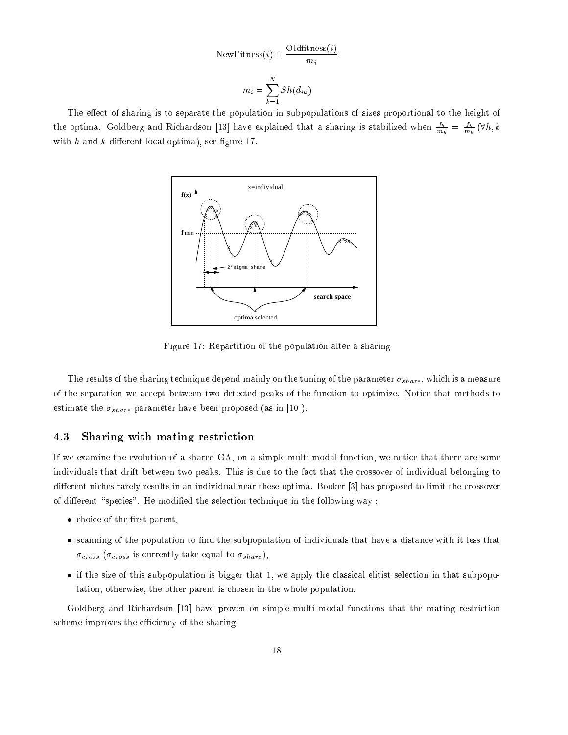$$\text{NewFitness}(i) = \frac{\text{Oldfitness}(i)}{m_i}$$

$$m_i = \sum_{k=1}^{N} Sh(d_{ik})$$

The effect of sharing is to separate the population in subpopulations of sizes proportional to the height of the optima. Goldberg and Richardson [13] have explained that a sharing is stabilized when $\frac{f_h}{m_h} = \frac{f_k}{m_k}$ ($\forall h, k$ with $h$ and $k$ different local optima), see figure 17.

Figure 17: Repartition of the population after a sharing

The results of the sharing technique depend mainly on the tuning of the parameter $\sigma_{share}$, which is a measure of the separation we accept between two detected peaks of the function to optimize. Notice that methods to estimate the $\sigma_{share}$ parameter have been proposed (as in [10]).

## 4.3 Sharing with mating restriction

If we examine the evolution of a shared GA, on a simple multi modal function, we notice that there are some individuals that drift between two peaks. This is due to the fact that the crossover of individual belonging to different niches rarely results in an individual near these optima. Booker [3] has proposed to limit the crossover of different "species". He modified the selection technique in the following way :

- choice of the first parent,
- scanning of the population to find the subpopulation of individuals that have a distance with it less that $\sigma_{cross}$ ($\sigma_{cross}$ is currently take equal to $\sigma_{share}$),
- if the size of this subpopulation is bigger that 1, we apply the classical elitist selection in that subpopulation, otherwise, the other parent is chosen in the whole population.

Goldberg and Richardson [13] have proven on simple multi modal functions that the mating restriction scheme improves the efficiency of the sharing.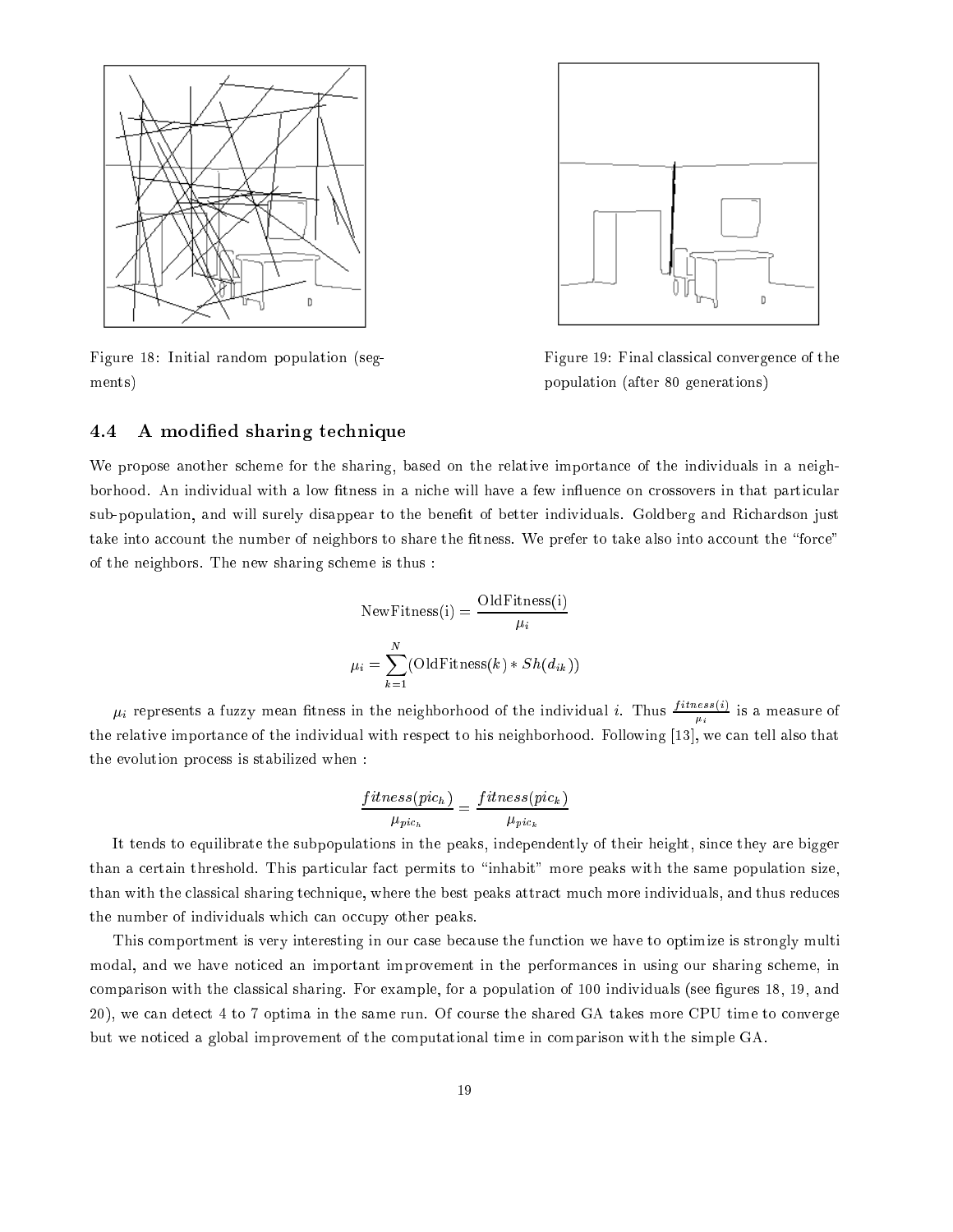Figure 18: Initial random population (segments)

Figure 19: Final classical convergence of the population (after 80 generations)

### 4.4 A modified sharing technique

We propose another scheme for the sharing, based on the relative importance of the individuals in a neighborhood. An individual with a low fitness in a niche will have a few influence on crossovers in that particular sub-population, and will surely disappear to the benefit of better individuals. Goldberg and Richardson just take into account the number of neighbors to share the fitness. We prefer to take also into account the "force" of the neighbors. The new sharing scheme is thus :

$$\text{NewFitness(i)} = \frac{\text{OldFitness(i)}}{\mu_i}$$

$$\mu_i = \sum_{k=1}^{N} (\text{OldFitness}(k) * Sh(d_{ik}))$$

$\mu_i$ represents a fuzzy mean fitness in the neighborhood of the individual $i$. Thus $\frac{fitness(i)}{\mu_i}$ is a measure of the relative importance of the individual with respect to his neighborhood. Following [13], we can tell also that the evolution process is stabilized when :

$$\frac{fitness(pic_h)}{\mu_{pic_h}} = \frac{fitness(pic_k)}{\mu_{pic_k}}$$

It tends to equilibrate the subpopulations in the peaks, independently of their height, since they are bigger than a certain threshold. This particular fact permits to "inhabit" more peaks with the same population size, than with the classical sharing technique, where the best peaks attract much more individuals, and thus reduces the number of individuals which can occupy other peaks.

This comportment is very interesting in our case because the function we have to optimize is strongly multi modal, and we have noticed an important improvement in the performances in using our sharing scheme, in comparison with the classical sharing. For example, for a population of 100 individuals (see figures 18, 19, and 20), we can detect 4 to 7 optima in the same run. Of course the shared GA takes more CPU time to converge but we noticed a global improvement of the computational time in comparison with the simple GA.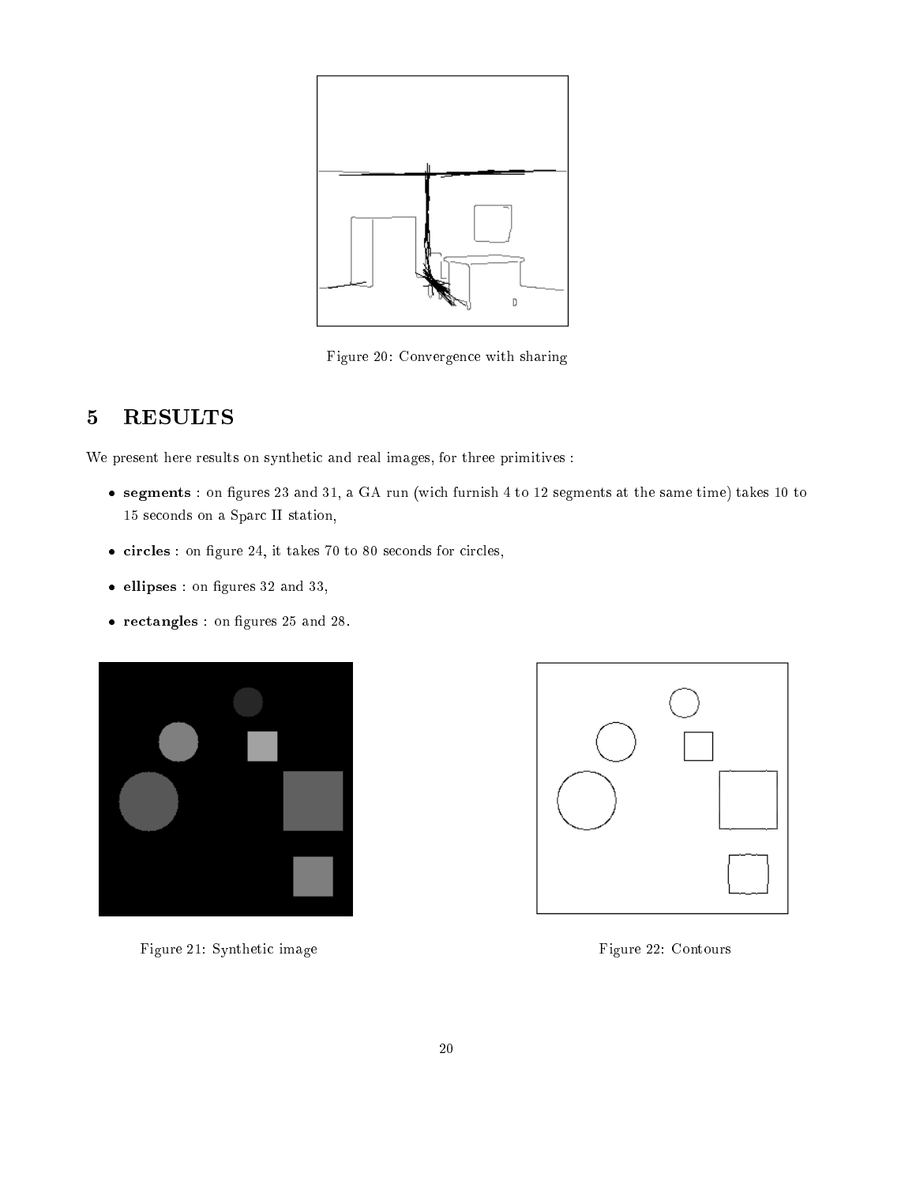Figure 20: Convergence with sharing

# 5 RESULTS

We present here results on synthetic and real images, for three primitives :

- **segments** : on figures 23 and 31, a GA run (wich furnish 4 to 12 segments at the same time) takes 10 to 15 seconds on a Sparc II station,
- **circles** : on figure 24, it takes 70 to 80 seconds for circles,
- **ellipses** : on figures 32 and 33,
- **rectangles** : on figures 25 and 28.

Figure 21: Synthetic image

Figure 22: Contours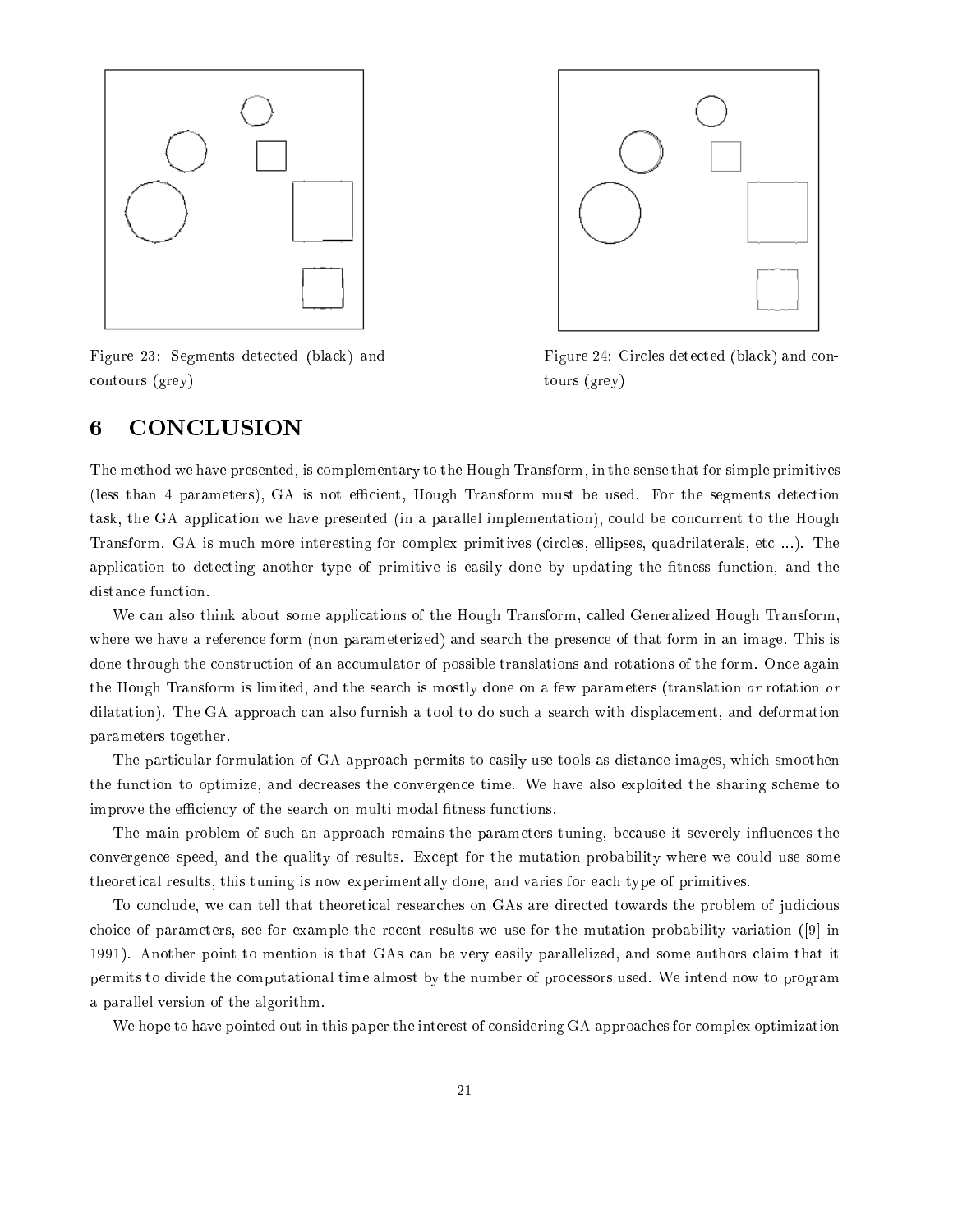Figure 23: Segments detected (black) and contours (grey)

Figure 24: Circles detected (black) and contours (grey)

# 6 CONCLUSION

The method we have presented, is complementary to the Hough Transform, in the sense that for simple primitives (less than 4 parameters), GA is not efficient, Hough Transform must be used. For the segments detection task, the GA application we have presented (in a parallel implementation), could be concurrent to the Hough Transform. GA is much more interesting for complex primitives (circles, ellipses, quadrilaterals, etc ...). The application to detecting another type of primitive is easily done by updating the fitness function, and the distance function.

We can also think about some applications of the Hough Transform, called Generalized Hough Transform, where we have a reference form (non parameterized) and search the presence of that form in an image. This is done through the construction of an accumulator of possible translations and rotations of the form. Once again the Hough Transform is limited, and the search is mostly done on a few parameters (translation *or* rotation *or* dilatation). The GA approach can also furnish a tool to do such a search with displacement, and deformation parameters together.

The particular formulation of GA approach permits to easily use tools as distance images, which smoothen the function to optimize, and decreases the convergence time. We have also exploited the sharing scheme to improve the efficiency of the search on multi modal fitness functions.

The main problem of such an approach remains the parameters tuning, because it severely influences the convergence speed, and the quality of results. Except for the mutation probability where we could use some theoretical results, this tuning is now experimentally done, and varies for each type of primitives.

To conclude, we can tell that theoretical researches on GAs are directed towards the problem of judicious choice of parameters, see for example the recent results we use for the mutation probability variation ([9] in 1991). Another point to mention is that GAs can be very easily parallelized, and some authors claim that it permits to divide the computational time almost by the number of processors used. We intend now to program a parallel version of the algorithm.

We hope to have pointed out in this paper the interest of considering GA approaches for complex optimization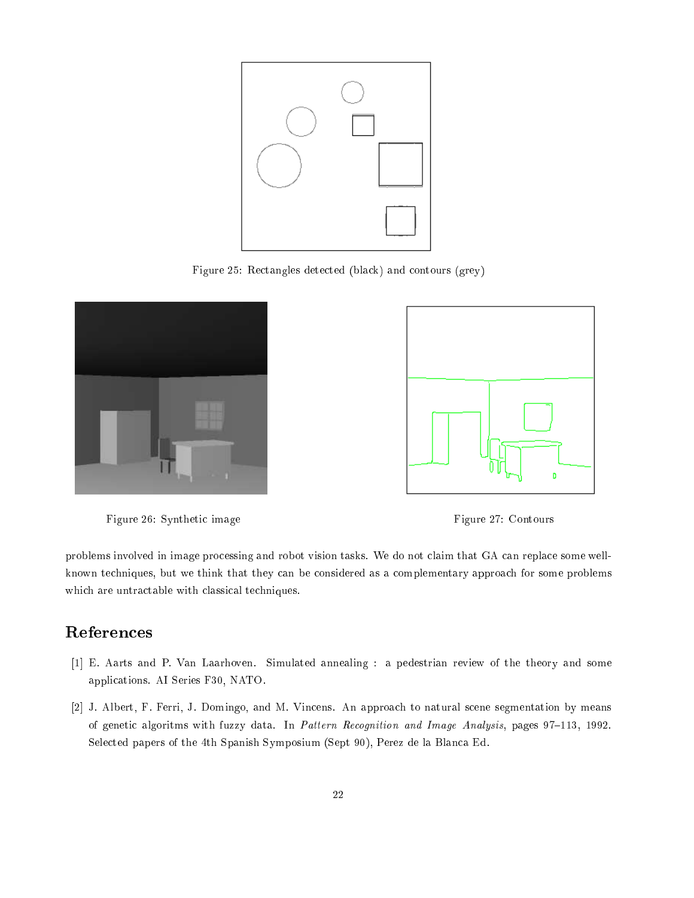Figure 25: Rectangles detected (black) and contours (grey)

Figure 26: Synthetic image

Figure 27: Contours

problems involved in image processing and robot vision tasks. We do not claim that GA can replace some well-known techniques, but we think that they can be considered as a complementary approach for some problems which are untractable with classical techniques.

## References

[1] E. Aarts and P. Van Laarhoven. Simulated annealing : a pedestrian review of the theory and some applications. AI Series F30, NATO.

[2] J. Albert, F. Ferri, J. Domingo, and M. Vincens. An approach to natural scene segmentation by means of genetic algoritms with fuzzy data. In *Pattern Recognition and Image Analysis*, pages 97–113, 1992. Selected papers of the 4th Spanish Symposium (Sept 90), Perez de la Blanca Ed.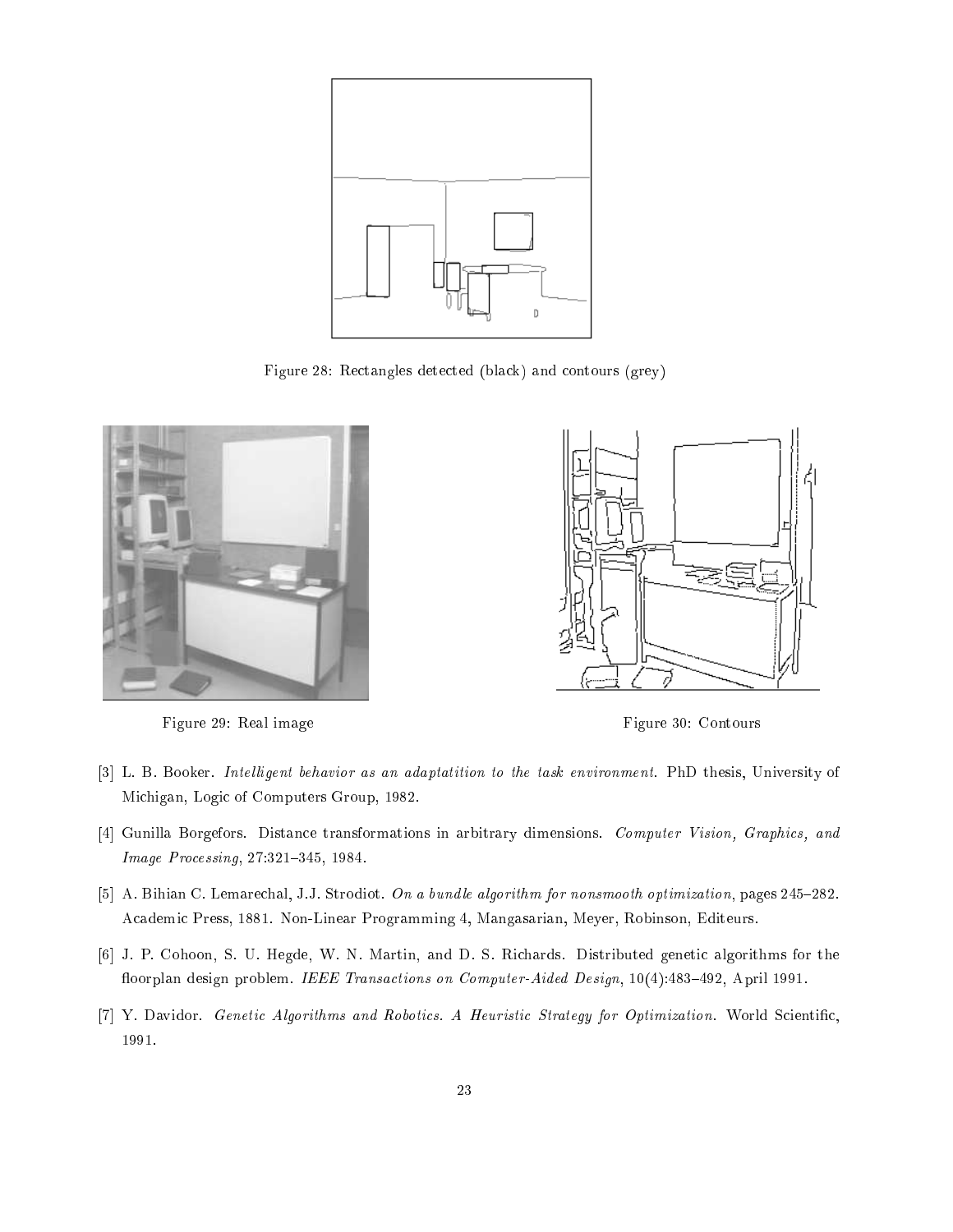Figure 28: Rectangles detected (black) and contours (grey)

Figure 29: Real image

Figure 30: Contours

[3] L. B. Booker. *Intelligent behavior as an adaptatition to the task environment*. PhD thesis, University of Michigan, Logic of Computers Group, 1982.

[4] Gunilla Borgefors. Distance transformations in arbitrary dimensions. *Computer Vision, Graphics, and Image Processing*, 27:321–345, 1984.

[5] A. Bihian C. Lemarechal, J.J. Strodiot. *On a bundle algorithm for nonsmooth optimization*, pages 245–282. Academic Press, 1881. Non-Linear Programming 4, Mangasarian, Meyer, Robinson, Editeurs.

[6] J. P. Cohoon, S. U. Hegde, W. N. Martin, and D. S. Richards. Distributed genetic algorithms for the floorplan design problem. *IEEE Transactions on Computer-Aided Design*, 10(4):483–492, April 1991.

[7] Y. Davidor. *Genetic Algorithms and Robotics. A Heuristic Strategy for Optimization*. World Scientific, 1991.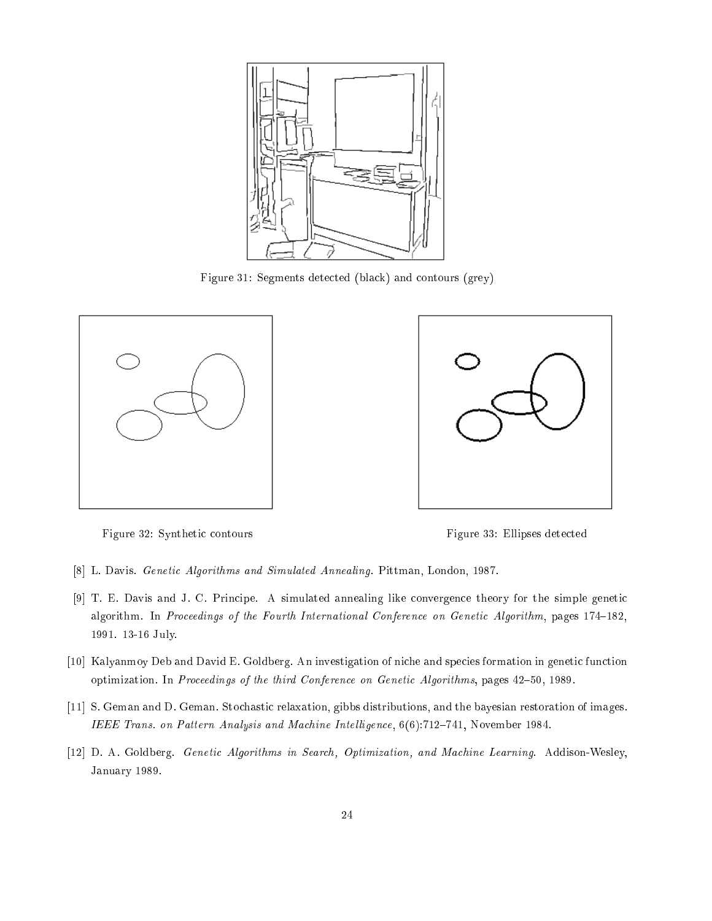Figure 31: Segments detected (black) and contours (grey)

Figure 32: Synthetic contours

Figure 33: Ellipses detected

[8] L. Davis. *Genetic Algorithms and Simulated Annealing*. Pittman, London, 1987.

[9] T. E. Davis and J. C. Principe. A simulated annealing like convergence theory for the simple genetic algorithm. In *Proceedings of the Fourth International Conference on Genetic Algorithm*, pages 174–182, 1991. 13-16 July.

[10] Kalyanmoy Deb and David E. Goldberg. An investigation of niche and species formation in genetic function optimization. In *Proceedings of the third Conference on Genetic Algorithms*, pages 42–50, 1989.

[11] S. Geman and D. Geman. Stochastic relaxation, gibbs distributions, and the bayesian restoration of images. *IEEE Trans. on Pattern Analysis and Machine Intelligence*, 6(6):712–741, November 1984.

[12] D. A. Goldberg. *Genetic Algorithms in Search, Optimization, and Machine Learning*. Addison-Wesley, January 1989.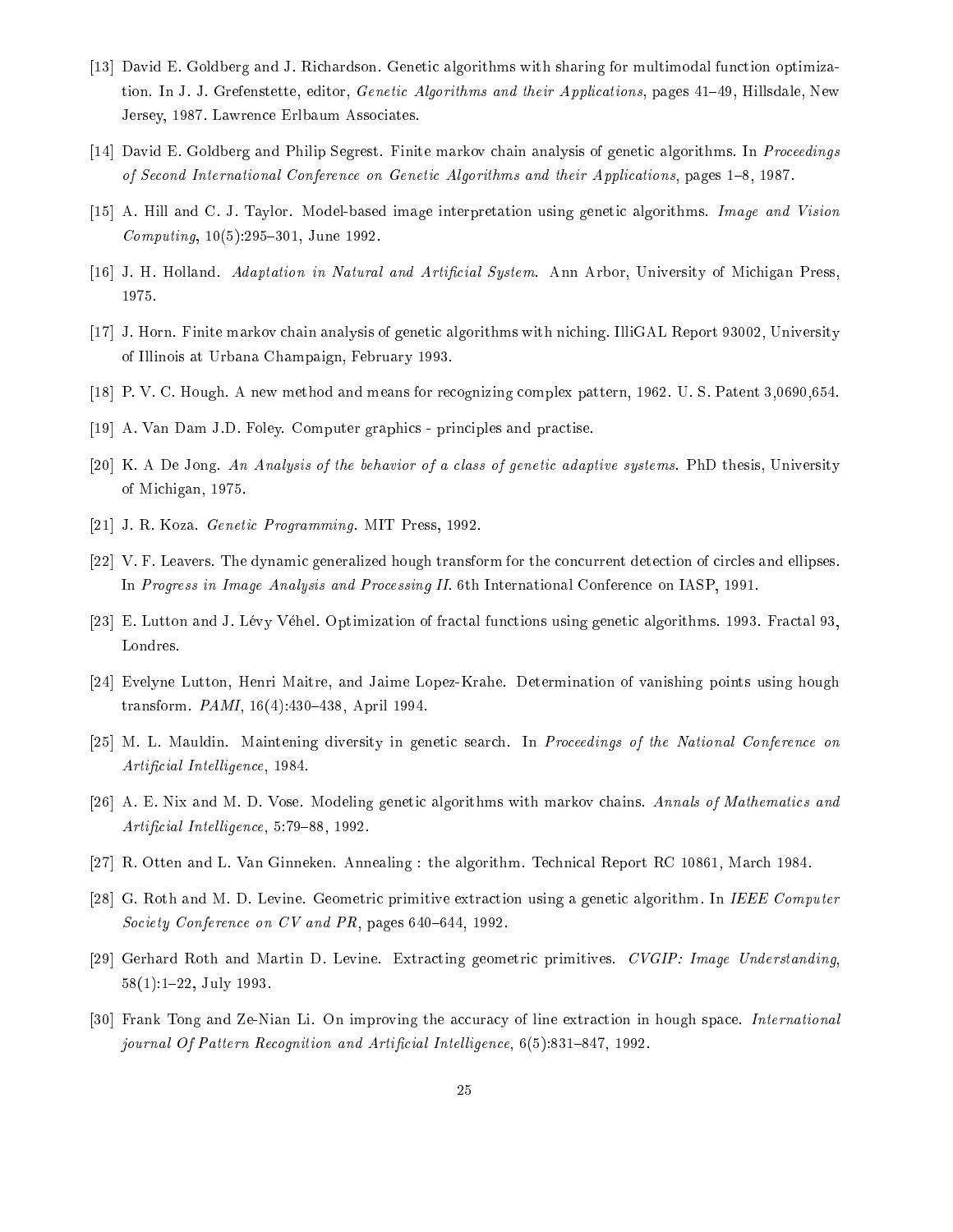[13] David E. Goldberg and J. Richardson. Genetic algorithms with sharing for multimodal function optimization. In J. J. Grefenstette, editor, *Genetic Algorithms and their Applications*, pages 41–49, Hillsdale, New Jersey, 1987. Lawrence Erlbaum Associates.

[14] David E. Goldberg and Philip Segrest. Finite markov chain analysis of genetic algorithms. In *Proceedings of Second International Conference on Genetic Algorithms and their Applications*, pages 1–8, 1987.

[15] A. Hill and C. J. Taylor. Model-based image interpretation using genetic algorithms. *Image and Vision Computing*, 10(5):295–301, June 1992.

[16] J. H. Holland. *Adaptation in Natural and Artificial System*. Ann Arbor, University of Michigan Press, 1975.

[17] J. Horn. Finite markov chain analysis of genetic algorithms with niching. IlliGAL Report 93002, University of Illinois at Urbana Champaign, February 1993.

[18] P. V. C. Hough. A new method and means for recognizing complex pattern, 1962. U. S. Patent 3,0690,654.

[19] A. Van Dam J.D. Foley. Computer graphics - principles and practise.

[20] K. A De Jong. *An Analysis of the behavior of a class of genetic adaptive systems*. PhD thesis, University of Michigan, 1975.

[21] J. R. Koza. *Genetic Programming*. MIT Press, 1992.

[22] V. F. Leavers. The dynamic generalized hough transform for the concurrent detection of circles and ellipses. In *Progress in Image Analysis and Processing II*. 6th International Conference on IASP, 1991.

[23] E. Lutton and J. Lévy Véhel. Optimization of fractal functions using genetic algorithms. 1993. Fractal 93, Londres.

[24] Evelyne Lutton, Henri Maitre, and Jaime Lopez-Krahe. Determination of vanishing points using hough transform. *PAMI*, 16(4):430–438, April 1994.

[25] M. L. Mauldin. Maintening diversity in genetic search. In *Proceedings of the National Conference on Artificial Intelligence*, 1984.

[26] A. E. Nix and M. D. Vose. Modeling genetic algorithms with markov chains. *Annals of Mathematics and Artificial Intelligence*, 5:79–88, 1992.

[27] R. Otten and L. Van Ginneken. Annealing : the algorithm. Technical Report RC 10861, March 1984.

[28] G. Roth and M. D. Levine. Geometric primitive extraction using a genetic algorithm. In *IEEE Computer Society Conference on CV and PR*, pages 640–644, 1992.

[29] Gerhard Roth and Martin D. Levine. Extracting geometric primitives. *CVGIP: Image Understanding*, 58(1):1–22, July 1993.

[30] Frank Tong and Ze-Nian Li. On improving the accuracy of line extraction in hough space. *International journal Of Pattern Recognition and Artificial Intelligence*, 6(5):831–847, 1992.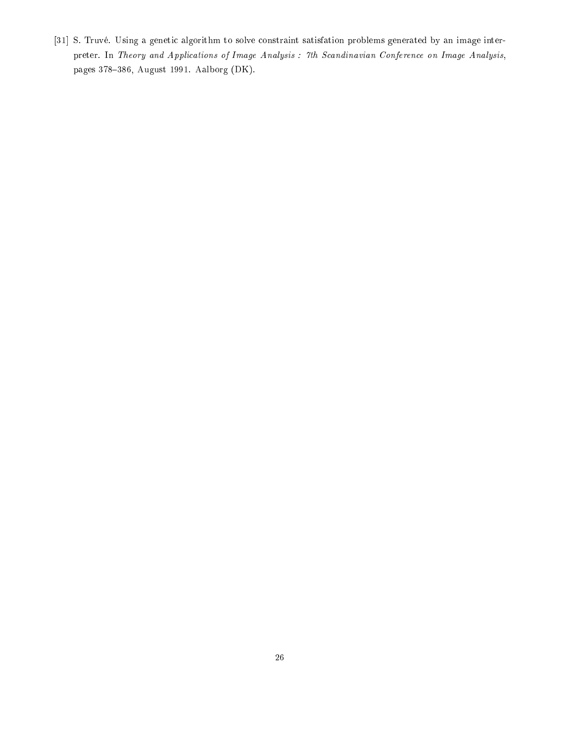[31] S. Truvé. Using a genetic algorithm to solve constraint satisfation problems generated by an image interpreter. In *Theory and Applications of Image Analysis : 7th Scandinavian Conference on Image Analysis*, pages 378–386, August 1991. Aalborg (DK).